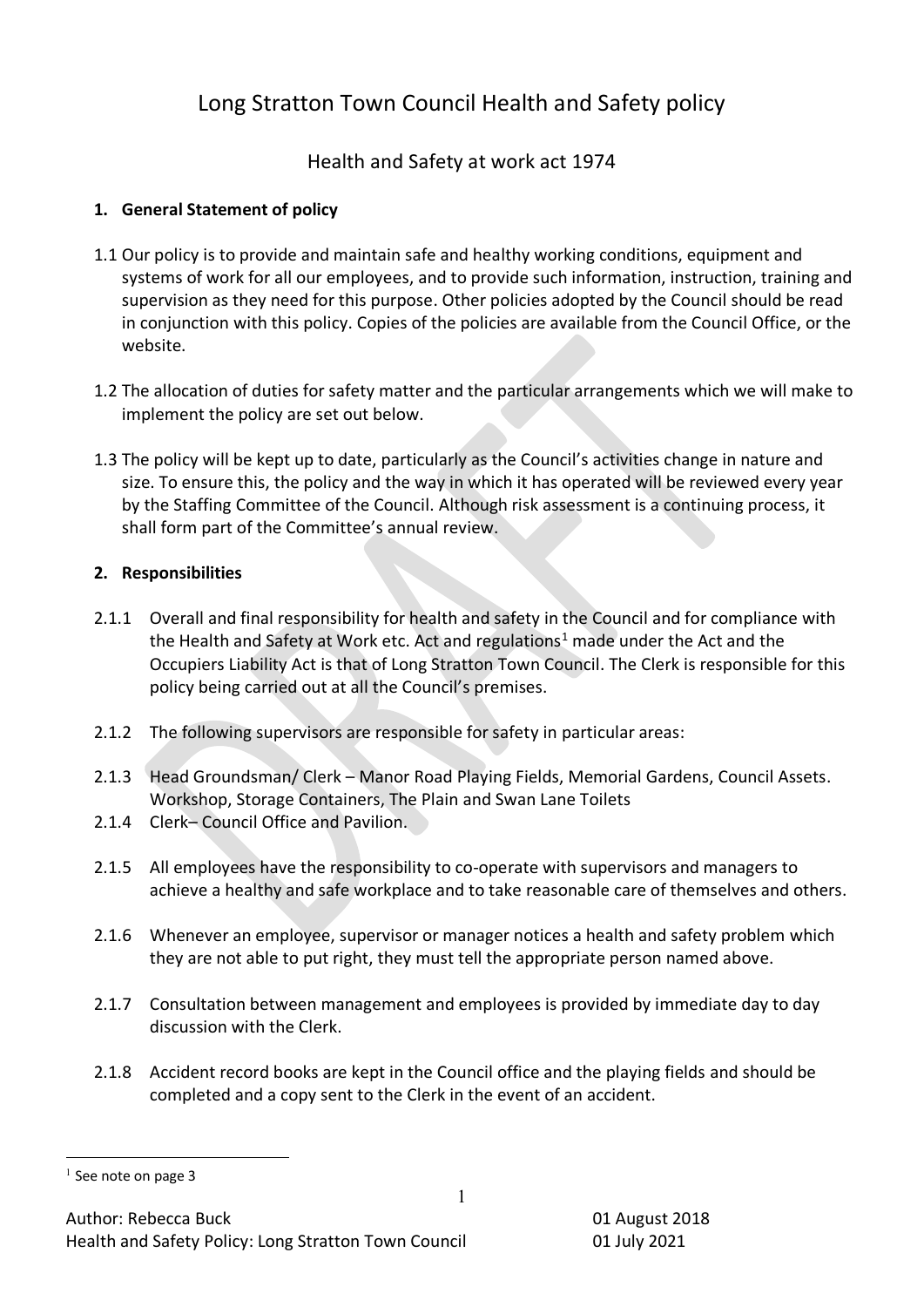# Long Stratton Town Council Health and Safety policy

## Health and Safety at work act 1974

### 1. General Statement of policy

1.1 Our policy is to provide and maintain safe and healthy working conditions, equipment and systems of work for all our employees, and to provide such information, instruction, training and supervision as they need for this purpose. Other policies adopted by the Council should be read in conjunction with this policy. Copies of the policies are available from the Council Office, or the website.

1.2 The allocation of duties for safety matter and the particular arrangements which we will make to implement the policy are set out below.

1.3 The policy will be kept up to date, particularly as the Council's activities change in nature and size. To ensure this, the policy and the way in which it has operated will be reviewed every year by the Staffing Committee of the Council. Although risk assessment is a continuing process, it shall form part of the Committee's annual review.

### 2. Responsibilities

2.1.1 Overall and final responsibility for health and safety in the Council and for compliance with the Health and Safety at Work etc. Act and regulations[1] made under the Act and the Occupiers Liability Act is that of Long Stratton Town Council. The Clerk is responsible for this policy being carried out at all the Council's premises.

2.1.2 The following supervisors are responsible for safety in particular areas:

2.1.3 Head Groundsman/ Clerk – Manor Road Playing Fields, Memorial Gardens, Council Assets. Workshop, Storage Containers, The Plain and Swan Lane Toilets

2.1.4 Clerk– Council Office and Pavilion.

2.1.5 All employees have the responsibility to co-operate with supervisors and managers to achieve a healthy and safe workplace and to take reasonable care of themselves and others.

2.1.6 Whenever an employee, supervisor or manager notices a health and safety problem which they are not able to put right, they must tell the appropriate person named above.

2.1.7 Consultation between management and employees is provided by immediate day to day discussion with the Clerk.

2.1.8 Accident record books are kept in the Council office and the playing fields and should be completed and a copy sent to the Clerk in the event of an accident.

[1] See note on page 3

Author: Rebecca Buck 01 August 2018
Health and Safety Policy: Long Stratton Town Council 01 July 2021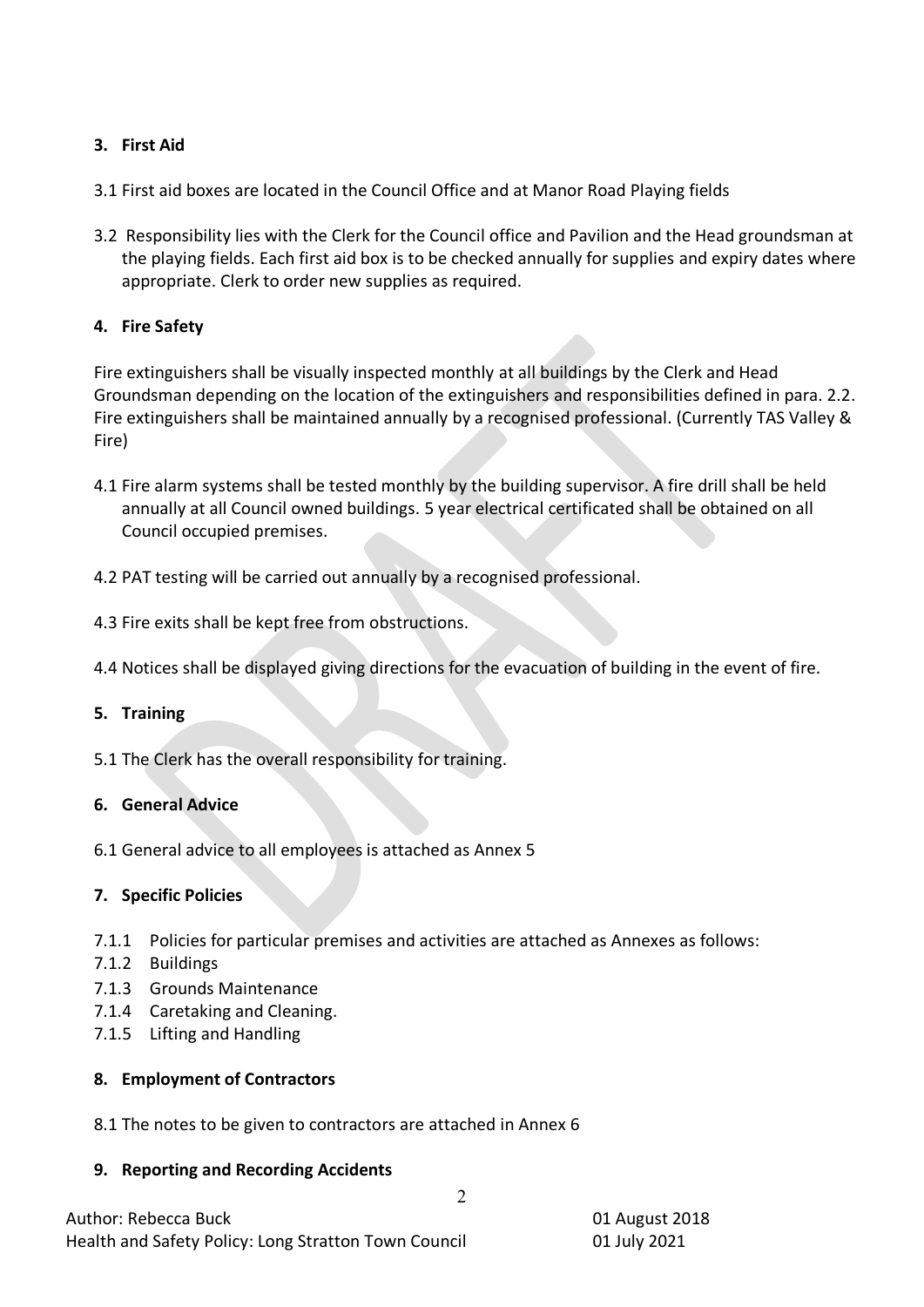**3. First Aid**

3.1 First aid boxes are located in the Council Office and at Manor Road Playing fields

3.2 Responsibility lies with the Clerk for the Council office and Pavilion and the Head groundsman at the playing fields. Each first aid box is to be checked annually for supplies and expiry dates where appropriate. Clerk to order new supplies as required.

**4. Fire Safety**

Fire extinguishers shall be visually inspected monthly at all buildings by the Clerk and Head Groundsman depending on the location of the extinguishers and responsibilities defined in para. 2.2. Fire extinguishers shall be maintained annually by a recognised professional. (Currently TAS Valley & Fire)

4.1 Fire alarm systems shall be tested monthly by the building supervisor. A fire drill shall be held annually at all Council owned buildings. 5 year electrical certificated shall be obtained on all Council occupied premises.

4.2 PAT testing will be carried out annually by a recognised professional.

4.3 Fire exits shall be kept free from obstructions.

4.4 Notices shall be displayed giving directions for the evacuation of building in the event of fire.

**5. Training**

5.1 The Clerk has the overall responsibility for training.

**6. General Advice**

6.1 General advice to all employees is attached as Annex 5

**7. Specific Policies**

7.1.1 Policies for particular premises and activities are attached as Annexes as follows:
7.1.2 Buildings
7.1.3 Grounds Maintenance
7.1.4 Caretaking and Cleaning.
7.1.5 Lifting and Handling

**8. Employment of Contractors**

8.1 The notes to be given to contractors are attached in Annex 6

**9. Reporting and Recording Accidents**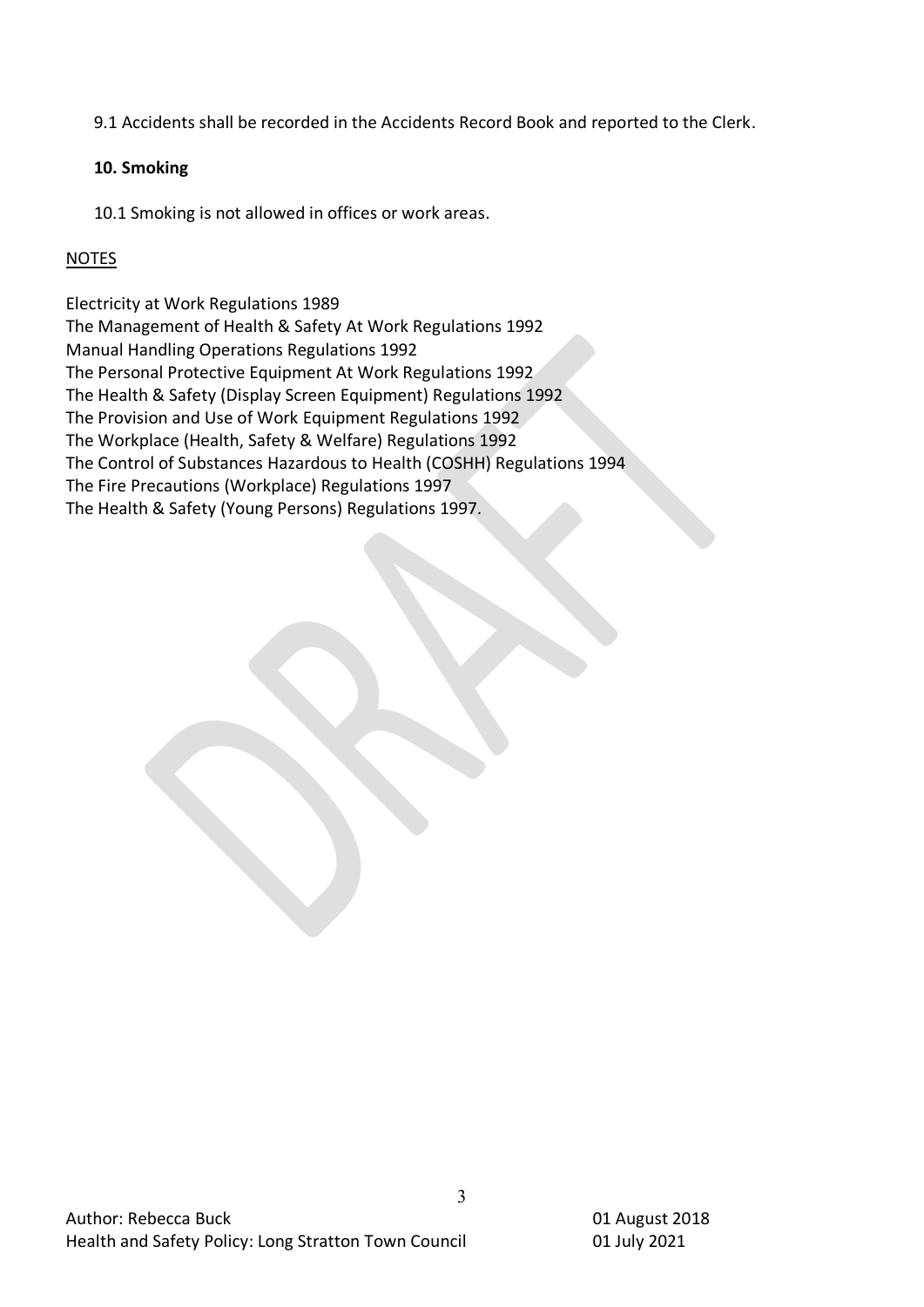9.1 Accidents shall be recorded in the Accidents Record Book and reported to the Clerk.

**10. Smoking**

10.1 Smoking is not allowed in offices or work areas.

NOTES

Electricity at Work Regulations 1989
The Management of Health & Safety At Work Regulations 1992
Manual Handling Operations Regulations 1992
The Personal Protective Equipment At Work Regulations 1992
The Health & Safety (Display Screen Equipment) Regulations 1992
The Provision and Use of Work Equipment Regulations 1992
The Workplace (Health, Safety & Welfare) Regulations 1992
The Control of Substances Hazardous to Health (COSHH) Regulations 1994
The Fire Precautions (Workplace) Regulations 1997
The Health & Safety (Young Persons) Regulations 1997.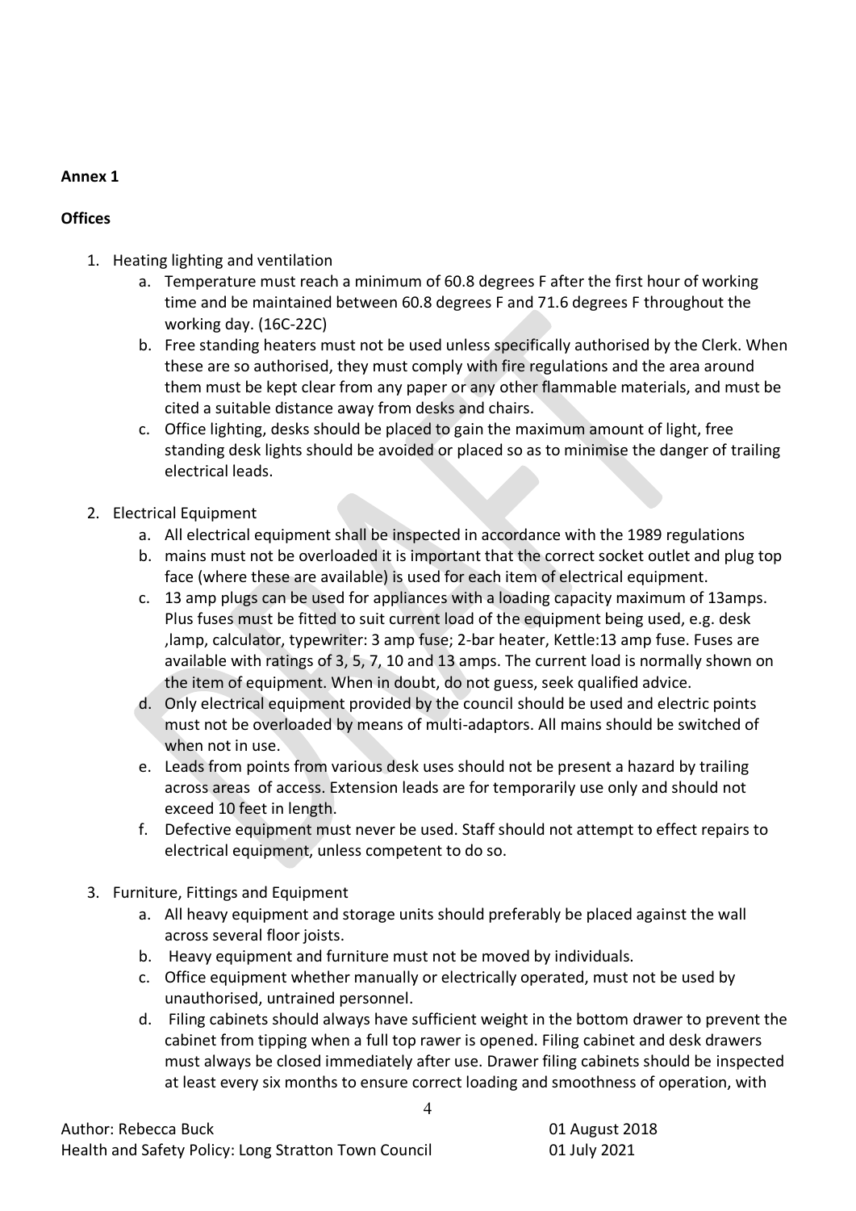**Annex 1**

**Offices**

1. Heating lighting and ventilation
    a. Temperature must reach a minimum of 60.8 degrees F after the first hour of working time and be maintained between 60.8 degrees F and 71.6 degrees F throughout the working day. (16C-22C)
    b. Free standing heaters must not be used unless specifically authorised by the Clerk. When these are so authorised, they must comply with fire regulations and the area around them must be kept clear from any paper or any other flammable materials, and must be cited a suitable distance away from desks and chairs.
    c. Office lighting, desks should be placed to gain the maximum amount of light, free standing desk lights should be avoided or placed so as to minimise the danger of trailing electrical leads.

2. Electrical Equipment
    a. All electrical equipment shall be inspected in accordance with the 1989 regulations
    b. mains must not be overloaded it is important that the correct socket outlet and plug top face (where these are available) is used for each item of electrical equipment.
    c. 13 amp plugs can be used for appliances with a loading capacity maximum of 13amps. Plus fuses must be fitted to suit current load of the equipment being used, e.g. desk ,lamp, calculator, typewriter: 3 amp fuse; 2-bar heater, Kettle:13 amp fuse. Fuses are available with ratings of 3, 5, 7, 10 and 13 amps. The current load is normally shown on the item of equipment. When in doubt, do not guess, seek qualified advice.
    d. Only electrical equipment provided by the council should be used and electric points must not be overloaded by means of multi-adaptors. All mains should be switched of when not in use.
    e. Leads from points from various desk uses should not be present a hazard by trailing across areas of access. Extension leads are for temporarily use only and should not exceed 10 feet in length.
    f. Defective equipment must never be used. Staff should not attempt to effect repairs to electrical equipment, unless competent to do so.

3. Furniture, Fittings and Equipment
    a. All heavy equipment and storage units should preferably be placed against the wall across several floor joists.
    b. Heavy equipment and furniture must not be moved by individuals.
    c. Office equipment whether manually or electrically operated, must not be used by unauthorised, untrained personnel.
    d. Filing cabinets should always have sufficient weight in the bottom drawer to prevent the cabinet from tipping when a full top rawer is opened. Filing cabinet and desk drawers must always be closed immediately after use. Drawer filing cabinets should be inspected at least every six months to ensure correct loading and smoothness of operation, with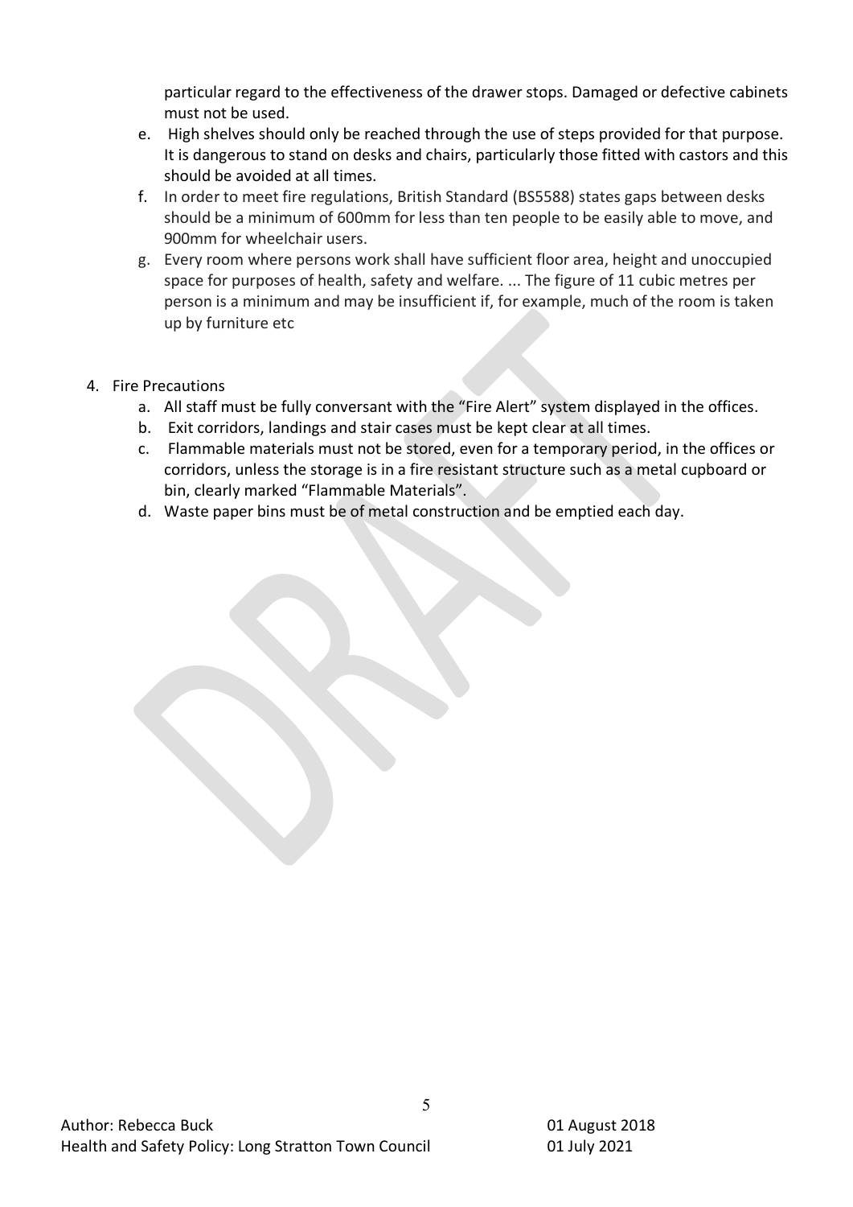particular regard to the effectiveness of the drawer stops. Damaged or defective cabinets must not be used.

e. High shelves should only be reached through the use of steps provided for that purpose. It is dangerous to stand on desks and chairs, particularly those fitted with castors and this should be avoided at all times.
f. In order to meet fire regulations, British Standard (BS5588) states gaps between desks should be a minimum of 600mm for less than ten people to be easily able to move, and 900mm for wheelchair users.
g. Every room where persons work shall have sufficient floor area, height and unoccupied space for purposes of health, safety and welfare. ... The figure of 11 cubic metres per person is a minimum and may be insufficient if, for example, much of the room is taken up by furniture etc

4. Fire Precautions
   a. All staff must be fully conversant with the "Fire Alert" system displayed in the offices.
   b. Exit corridors, landings and stair cases must be kept clear at all times.
   c. Flammable materials must not be stored, even for a temporary period, in the offices or corridors, unless the storage is in a fire resistant structure such as a metal cupboard or bin, clearly marked "Flammable Materials".
   d. Waste paper bins must be of metal construction and be emptied each day.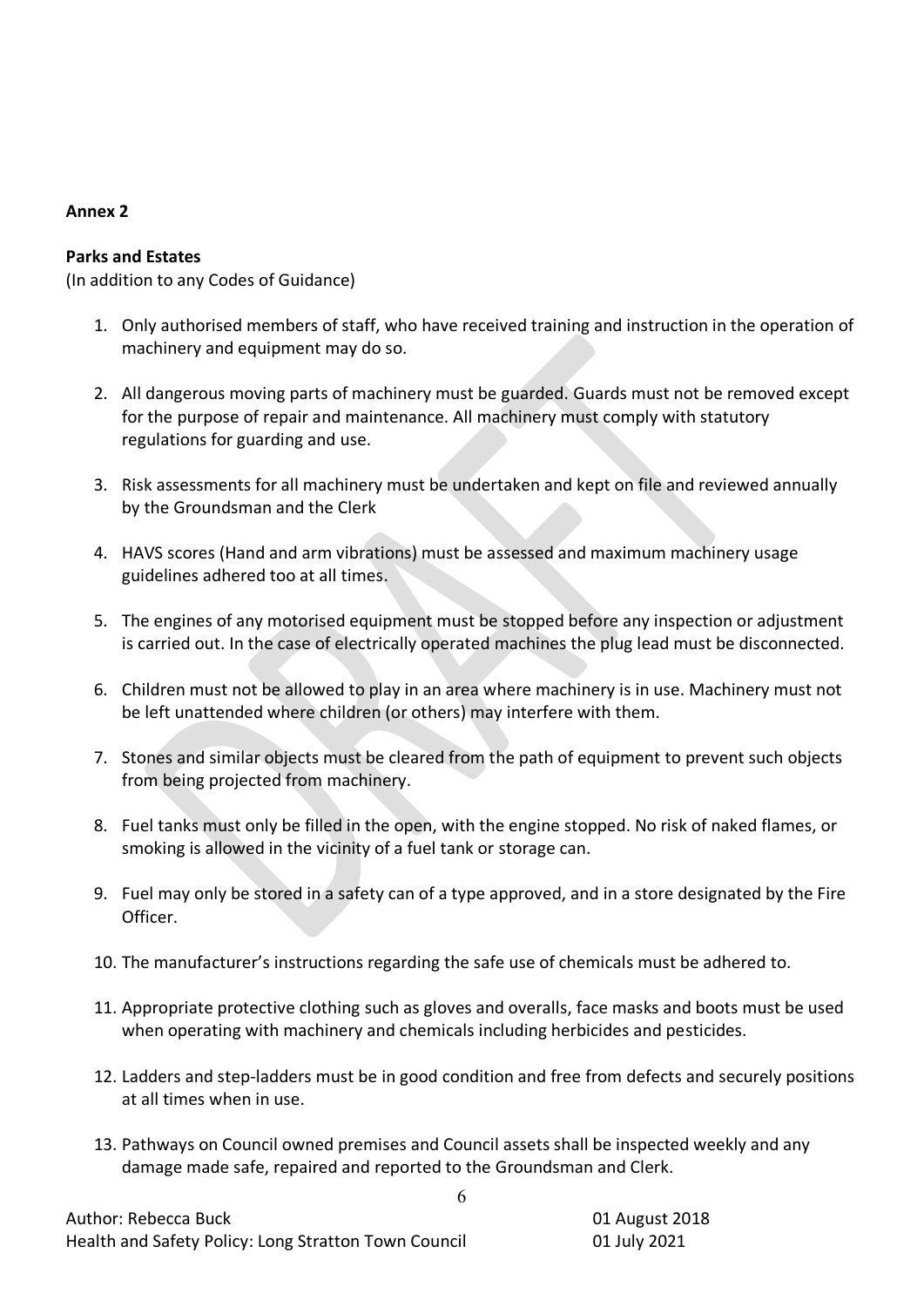**Annex 2**

**Parks and Estates**
(In addition to any Codes of Guidance)

1. Only authorised members of staff, who have received training and instruction in the operation of machinery and equipment may do so.

2. All dangerous moving parts of machinery must be guarded. Guards must not be removed except for the purpose of repair and maintenance. All machinery must comply with statutory regulations for guarding and use.

3. Risk assessments for all machinery must be undertaken and kept on file and reviewed annually by the Groundsman and the Clerk

4. HAVS scores (Hand and arm vibrations) must be assessed and maximum machinery usage guidelines adhered too at all times.

5. The engines of any motorised equipment must be stopped before any inspection or adjustment is carried out. In the case of electrically operated machines the plug lead must be disconnected.

6. Children must not be allowed to play in an area where machinery is in use. Machinery must not be left unattended where children (or others) may interfere with them.

7. Stones and similar objects must be cleared from the path of equipment to prevent such objects from being projected from machinery.

8. Fuel tanks must only be filled in the open, with the engine stopped. No risk of naked flames, or smoking is allowed in the vicinity of a fuel tank or storage can.

9. Fuel may only be stored in a safety can of a type approved, and in a store designated by the Fire Officer.

10. The manufacturer's instructions regarding the safe use of chemicals must be adhered to.

11. Appropriate protective clothing such as gloves and overalls, face masks and boots must be used when operating with machinery and chemicals including herbicides and pesticides.

12. Ladders and step-ladders must be in good condition and free from defects and securely positions at all times when in use.

13. Pathways on Council owned premises and Council assets shall be inspected weekly and any damage made safe, repaired and reported to the Groundsman and Clerk.

Author: Rebecca Buck 01 August 2018
Health and Safety Policy: Long Stratton Town Council 01 July 2021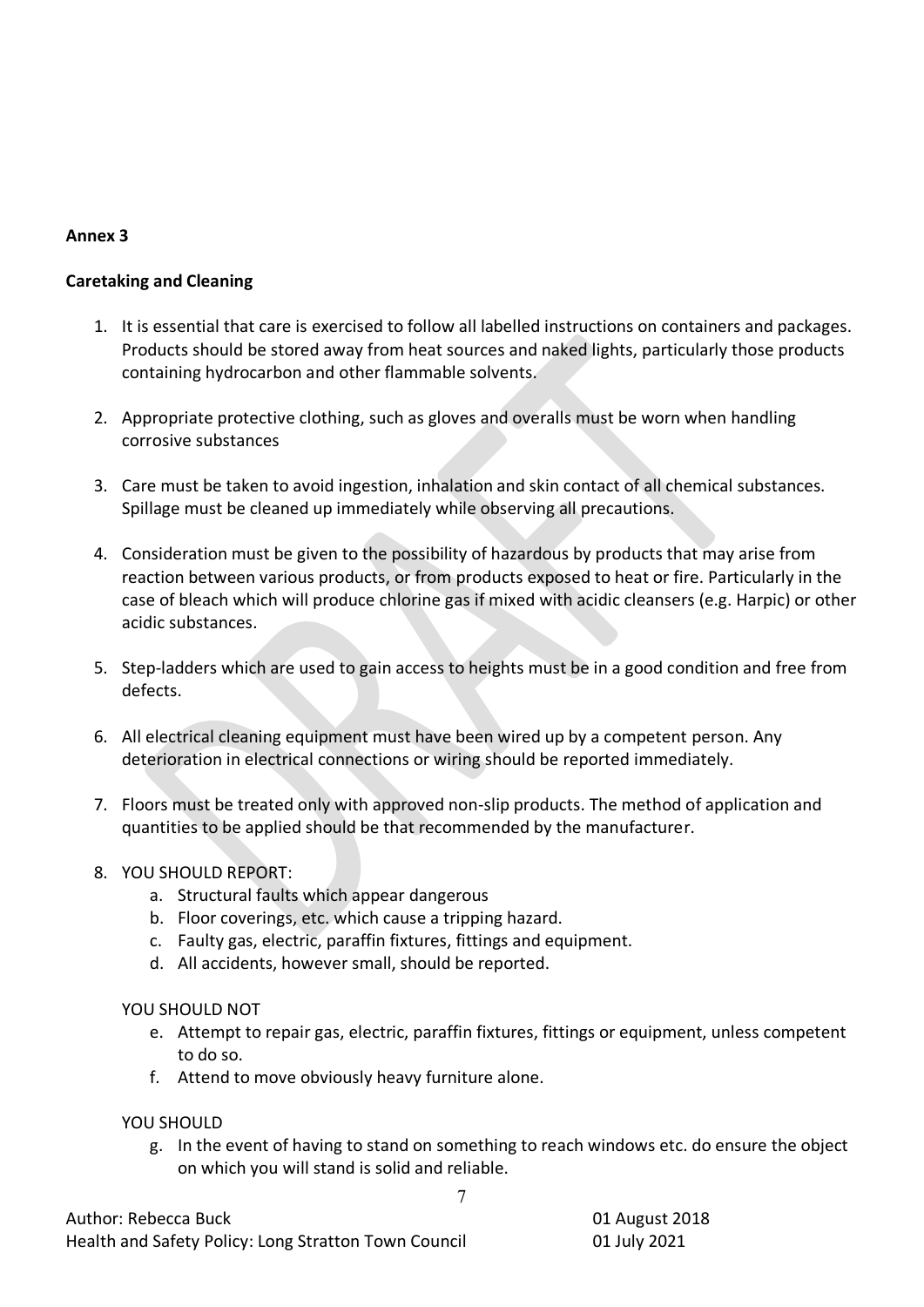**Annex 3**

**Caretaking and Cleaning**

1. It is essential that care is exercised to follow all labelled instructions on containers and packages. Products should be stored away from heat sources and naked lights, particularly those products containing hydrocarbon and other flammable solvents.

2. Appropriate protective clothing, such as gloves and overalls must be worn when handling corrosive substances

3. Care must be taken to avoid ingestion, inhalation and skin contact of all chemical substances. Spillage must be cleaned up immediately while observing all precautions.

4. Consideration must be given to the possibility of hazardous by products that may arise from reaction between various products, or from products exposed to heat or fire. Particularly in the case of bleach which will produce chlorine gas if mixed with acidic cleansers (e.g. Harpic) or other acidic substances.

5. Step-ladders which are used to gain access to heights must be in a good condition and free from defects.

6. All electrical cleaning equipment must have been wired up by a competent person. Any deterioration in electrical connections or wiring should be reported immediately.

7. Floors must be treated only with approved non-slip products. The method of application and quantities to be applied should be that recommended by the manufacturer.

8. YOU SHOULD REPORT:
   a. Structural faults which appear dangerous
   b. Floor coverings, etc. which cause a tripping hazard.
   c. Faulty gas, electric, paraffin fixtures, fittings and equipment.
   d. All accidents, however small, should be reported.

   YOU SHOULD NOT
   e. Attempt to repair gas, electric, paraffin fixtures, fittings or equipment, unless competent to do so.
   f. Attend to move obviously heavy furniture alone.

   YOU SHOULD
   g. In the event of having to stand on something to reach windows etc. do ensure the object on which you will stand is solid and reliable.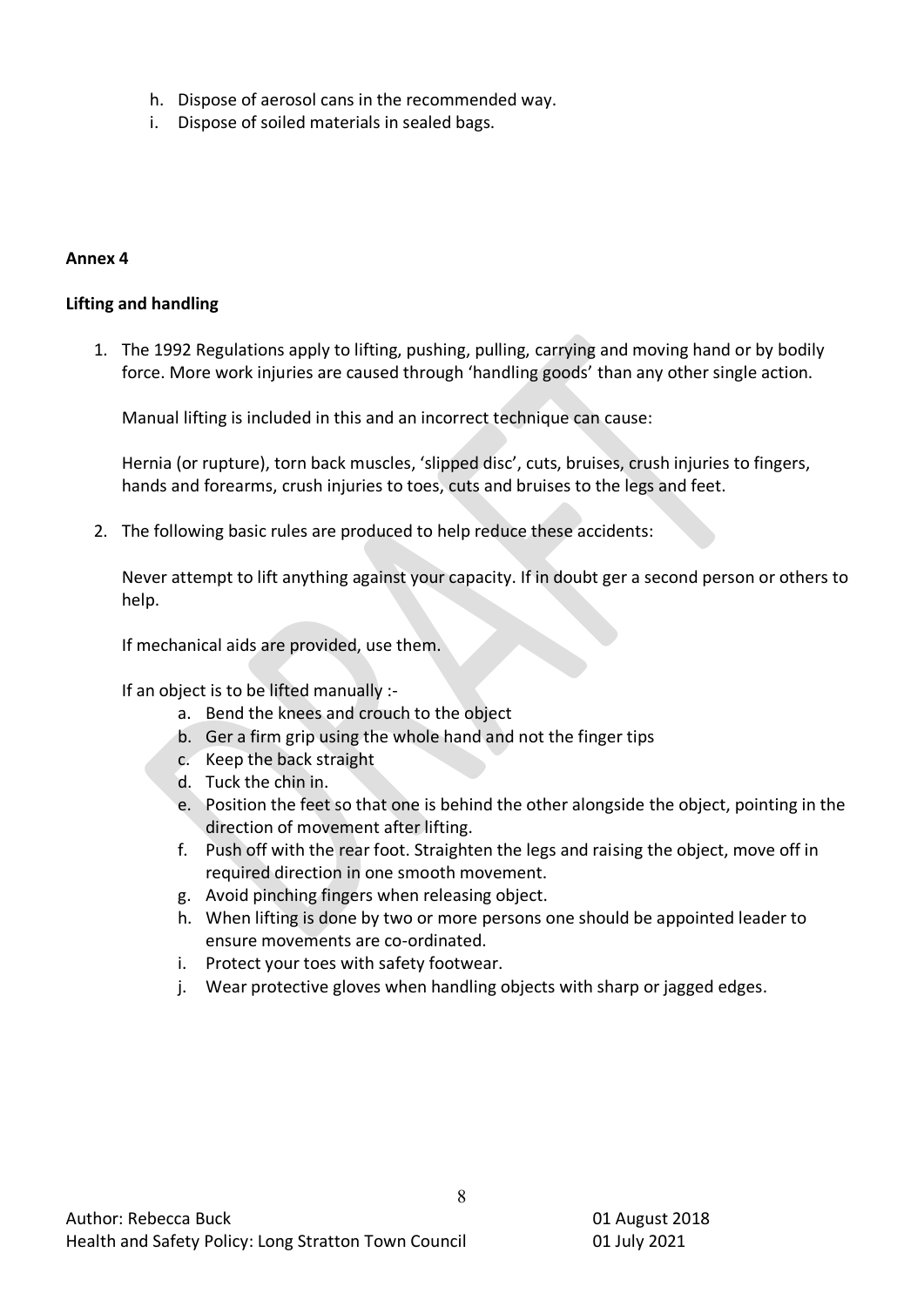h. Dispose of aerosol cans in the recommended way.
i. Dispose of soiled materials in sealed bags.

**Annex 4**

**Lifting and handling**

1. The 1992 Regulations apply to lifting, pushing, pulling, carrying and moving hand or by bodily force. More work injuries are caused through 'handling goods' than any other single action.

   Manual lifting is included in this and an incorrect technique can cause:

   Hernia (or rupture), torn back muscles, 'slipped disc', cuts, bruises, crush injuries to fingers, hands and forearms, crush injuries to toes, cuts and bruises to the legs and feet.

2. The following basic rules are produced to help reduce these accidents:

   Never attempt to lift anything against your capacity. If in doubt ger a second person or others to help.

   If mechanical aids are provided, use them.

   If an object is to be lifted manually :-

   a. Bend the knees and crouch to the object
   b. Ger a firm grip using the whole hand and not the finger tips
   c. Keep the back straight
   d. Tuck the chin in.
   e. Position the feet so that one is behind the other alongside the object, pointing in the direction of movement after lifting.
   f. Push off with the rear foot. Straighten the legs and raising the object, move off in required direction in one smooth movement.
   g. Avoid pinching fingers when releasing object.
   h. When lifting is done by two or more persons one should be appointed leader to ensure movements are co-ordinated.
   i. Protect your toes with safety footwear.
   j. Wear protective gloves when handling objects with sharp or jagged edges.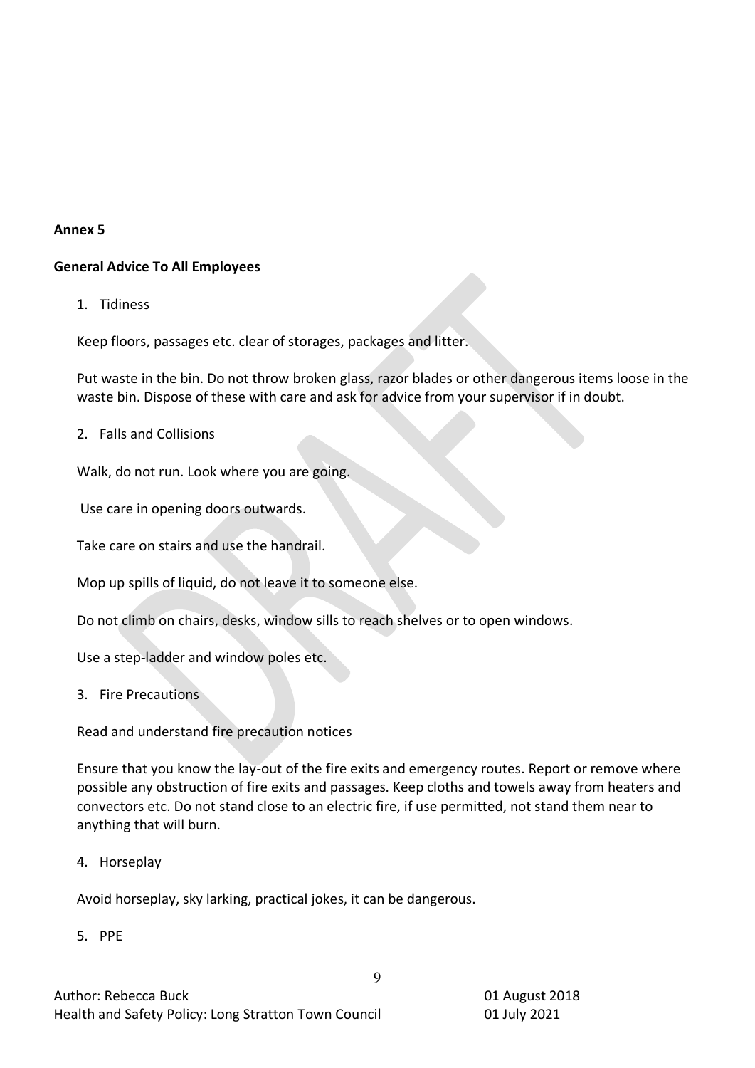**Annex 5**

**General Advice To All Employees**

1. Tidiness

Keep floors, passages etc. clear of storages, packages and litter.

Put waste in the bin. Do not throw broken glass, razor blades or other dangerous items loose in the waste bin. Dispose of these with care and ask for advice from your supervisor if in doubt.

2. Falls and Collisions

Walk, do not run. Look where you are going.

Use care in opening doors outwards.

Take care on stairs and use the handrail.

Mop up spills of liquid, do not leave it to someone else.

Do not climb on chairs, desks, window sills to reach shelves or to open windows.

Use a step-ladder and window poles etc.

3. Fire Precautions

Read and understand fire precaution notices

Ensure that you know the lay-out of the fire exits and emergency routes. Report or remove where possible any obstruction of fire exits and passages. Keep cloths and towels away from heaters and convectors etc. Do not stand close to an electric fire, if use permitted, not stand them near to anything that will burn.

4. Horseplay

Avoid horseplay, sky larking, practical jokes, it can be dangerous.

5. PPE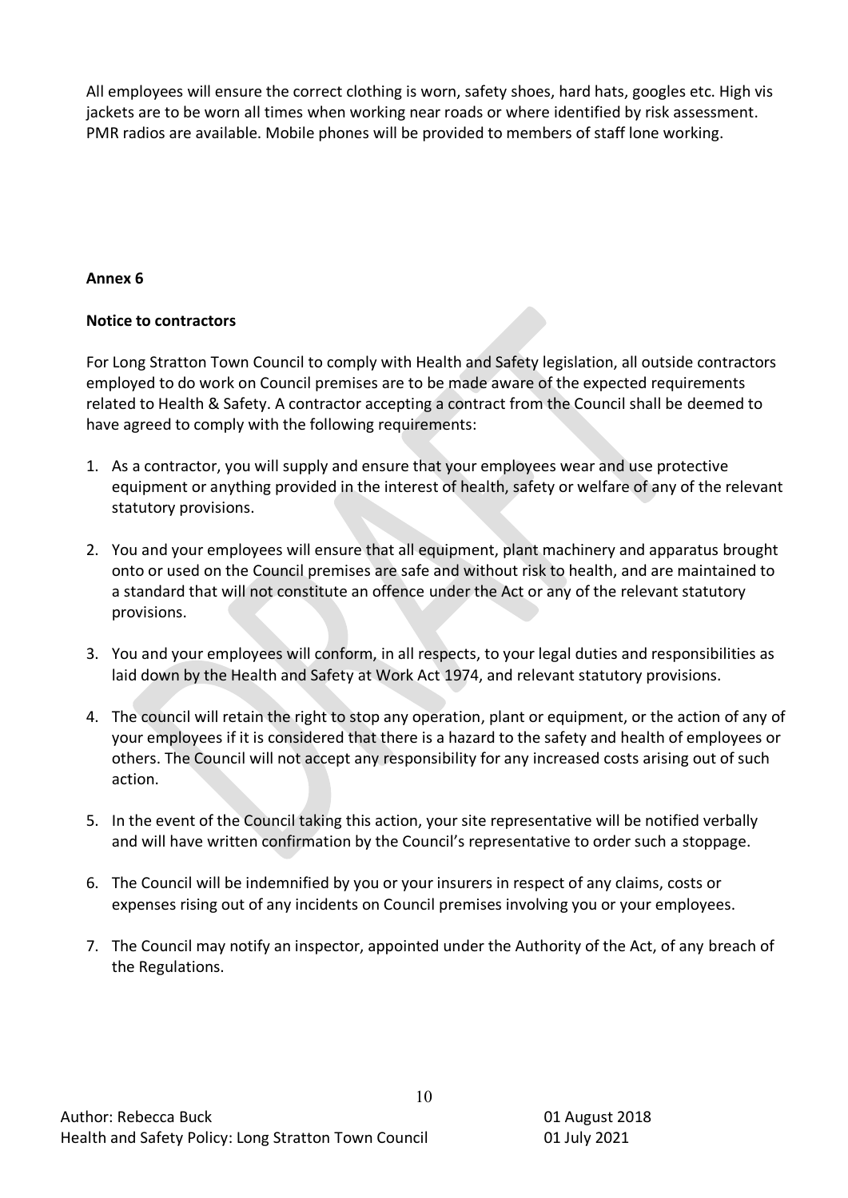All employees will ensure the correct clothing is worn, safety shoes, hard hats, googles etc. High vis jackets are to be worn all times when working near roads or where identified by risk assessment. PMR radios are available. Mobile phones will be provided to members of staff lone working.

**Annex 6**

**Notice to contractors**

For Long Stratton Town Council to comply with Health and Safety legislation, all outside contractors employed to do work on Council premises are to be made aware of the expected requirements related to Health & Safety. A contractor accepting a contract from the Council shall be deemed to have agreed to comply with the following requirements:

1. As a contractor, you will supply and ensure that your employees wear and use protective equipment or anything provided in the interest of health, safety or welfare of any of the relevant statutory provisions.

2. You and your employees will ensure that all equipment, plant machinery and apparatus brought onto or used on the Council premises are safe and without risk to health, and are maintained to a standard that will not constitute an offence under the Act or any of the relevant statutory provisions.

3. You and your employees will conform, in all respects, to your legal duties and responsibilities as laid down by the Health and Safety at Work Act 1974, and relevant statutory provisions.

4. The council will retain the right to stop any operation, plant or equipment, or the action of any of your employees if it is considered that there is a hazard to the safety and health of employees or others. The Council will not accept any responsibility for any increased costs arising out of such action.

5. In the event of the Council taking this action, your site representative will be notified verbally and will have written confirmation by the Council's representative to order such a stoppage.

6. The Council will be indemnified by you or your insurers in respect of any claims, costs or expenses rising out of any incidents on Council premises involving you or your employees.

7. The Council may notify an inspector, appointed under the Authority of the Act, of any breach of the Regulations.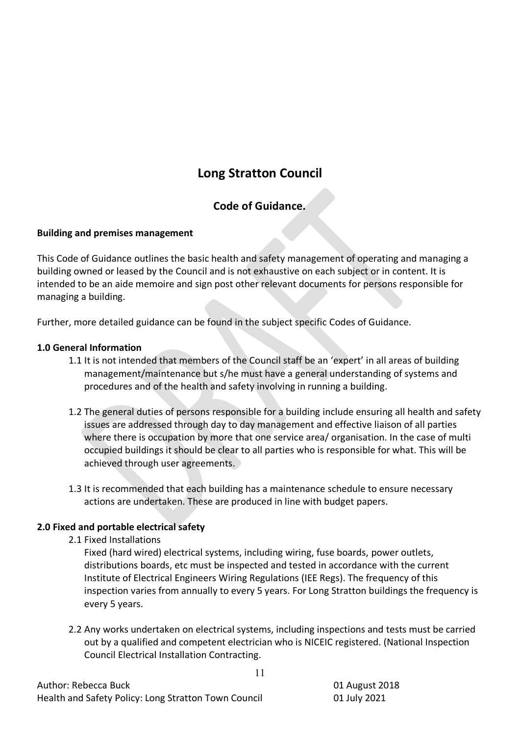# Long Stratton Council

## Code of Guidance.

**Building and premises management**

This Code of Guidance outlines the basic health and safety management of operating and managing a building owned or leased by the Council and is not exhaustive on each subject or in content. It is intended to be an aide memoire and sign post other relevant documents for persons responsible for managing a building.

Further, more detailed guidance can be found in the subject specific Codes of Guidance.

**1.0 General Information**

1.1 It is not intended that members of the Council staff be an 'expert' in all areas of building management/maintenance but s/he must have a general understanding of systems and procedures and of the health and safety involving in running a building.

1.2 The general duties of persons responsible for a building include ensuring all health and safety issues are addressed through day to day management and effective liaison of all parties where there is occupation by more that one service area/ organisation. In the case of multi occupied buildings it should be clear to all parties who is responsible for what. This will be achieved through user agreements.

1.3 It is recommended that each building has a maintenance schedule to ensure necessary actions are undertaken. These are produced in line with budget papers.

**2.0 Fixed and portable electrical safety**

2.1 Fixed Installations

Fixed (hard wired) electrical systems, including wiring, fuse boards, power outlets, distributions boards, etc must be inspected and tested in accordance with the current Institute of Electrical Engineers Wiring Regulations (IEE Regs). The frequency of this inspection varies from annually to every 5 years. For Long Stratton buildings the frequency is every 5 years.

2.2 Any works undertaken on electrical systems, including inspections and tests must be carried out by a qualified and competent electrician who is NICEIC registered. (National Inspection Council Electrical Installation Contracting.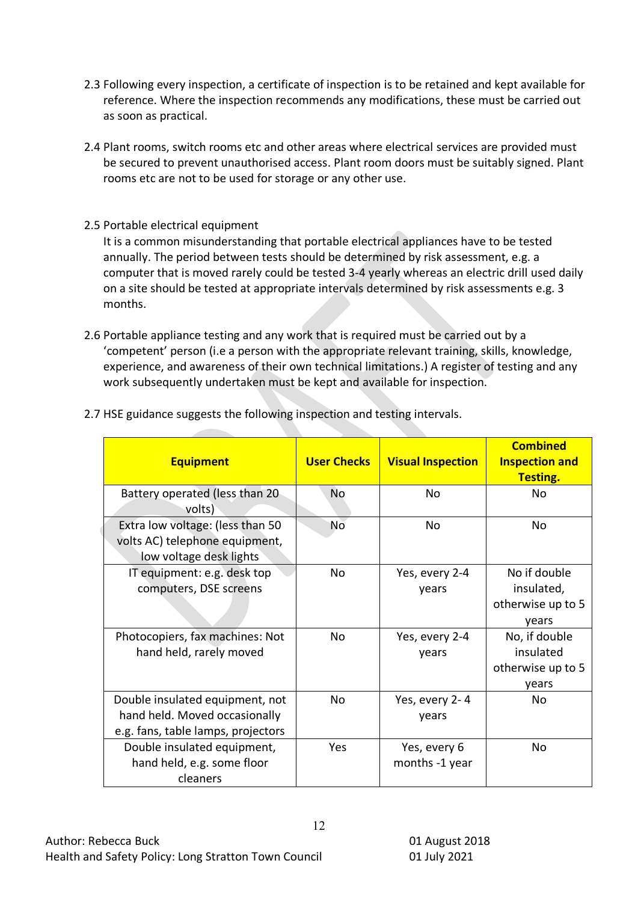2.3 Following every inspection, a certificate of inspection is to be retained and kept available for reference. Where the inspection recommends any modifications, these must be carried out as soon as practical.

2.4 Plant rooms, switch rooms etc and other areas where electrical services are provided must be secured to prevent unauthorised access. Plant room doors must be suitably signed. Plant rooms etc are not to be used for storage or any other use.

2.5 Portable electrical equipment
It is a common misunderstanding that portable electrical appliances have to be tested annually. The period between tests should be determined by risk assessment, e.g. a computer that is moved rarely could be tested 3-4 yearly whereas an electric drill used daily on a site should be tested at appropriate intervals determined by risk assessments e.g. 3 months.

2.6 Portable appliance testing and any work that is required must be carried out by a 'competent' person (i.e a person with the appropriate relevant training, skills, knowledge, experience, and awareness of their own technical limitations.) A register of testing and any work subsequently undertaken must be kept and available for inspection.

2.7 HSE guidance suggests the following inspection and testing intervals.

| **Equipment** | **User Checks** | **Visual Inspection** | **Combined Inspection and Testing.** |
|---|---|---|---|
| Battery operated (less than 20 volts) | No | No | No |
| Extra low voltage: (less than 50 volts AC) telephone equipment, low voltage desk lights | No | No | No |
| IT equipment: e.g. desk top computers, DSE screens | No | Yes, every 2-4 years | No if double insulated, otherwise up to 5 years |
| Photocopiers, fax machines: Not hand held, rarely moved | No | Yes, every 2-4 years | No, if double insulated otherwise up to 5 years |
| Double insulated equipment, not hand held. Moved occasionally e.g. fans, table lamps, projectors | No | Yes, every 2- 4 years | No |
| Double insulated equipment, hand held, e.g. some floor cleaners | Yes | Yes, every 6 months -1 year | No |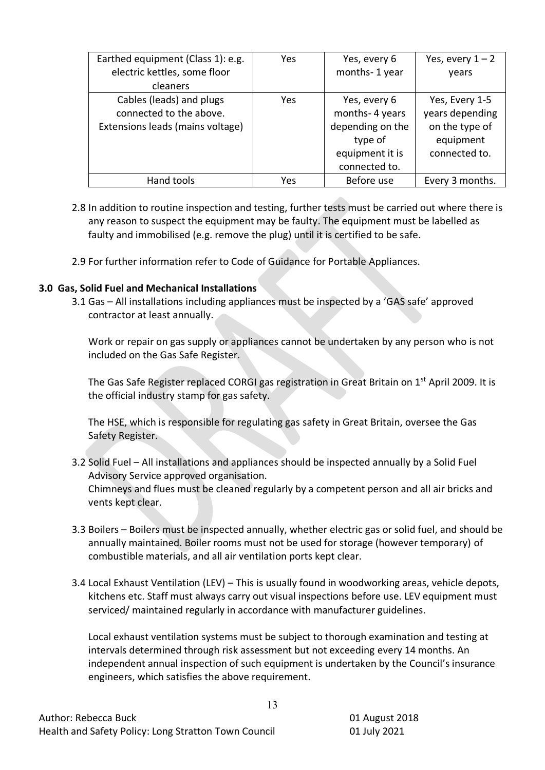| Earthed equipment (Class 1): e.g. electric kettles, some floor cleaners | Yes | Yes, every 6 months- 1 year | Yes, every 1 – 2 years |
|---|---|---|---|
| Cables (leads) and plugs connected to the above. Extensions leads (mains voltage) | Yes | Yes, every 6 months- 4 years depending on the type of equipment it is connected to. | Yes, Every 1-5 years depending on the type of equipment connected to. |
| Hand tools | Yes | Before use | Every 3 months. |

2.8 In addition to routine inspection and testing, further tests must be carried out where there is any reason to suspect the equipment may be faulty. The equipment must be labelled as faulty and immobilised (e.g. remove the plug) until it is certified to be safe.

2.9 For further information refer to Code of Guidance for Portable Appliances.

**3.0 Gas, Solid Fuel and Mechanical Installations**

3.1 Gas – All installations including appliances must be inspected by a 'GAS safe' approved contractor at least annually.

Work or repair on gas supply or appliances cannot be undertaken by any person who is not included on the Gas Safe Register.

The Gas Safe Register replaced CORGI gas registration in Great Britain on 1st April 2009. It is the official industry stamp for gas safety.

The HSE, which is responsible for regulating gas safety in Great Britain, oversee the Gas Safety Register.

3.2 Solid Fuel – All installations and appliances should be inspected annually by a Solid Fuel Advisory Service approved organisation.
Chimneys and flues must be cleaned regularly by a competent person and all air bricks and vents kept clear.

3.3 Boilers – Boilers must be inspected annually, whether electric gas or solid fuel, and should be annually maintained. Boiler rooms must not be used for storage (however temporary) of combustible materials, and all air ventilation ports kept clear.

3.4 Local Exhaust Ventilation (LEV) – This is usually found in woodworking areas, vehicle depots, kitchens etc. Staff must always carry out visual inspections before use. LEV equipment must serviced/ maintained regularly in accordance with manufacturer guidelines.

Local exhaust ventilation systems must be subject to thorough examination and testing at intervals determined through risk assessment but not exceeding every 14 months. An independent annual inspection of such equipment is undertaken by the Council's insurance engineers, which satisfies the above requirement.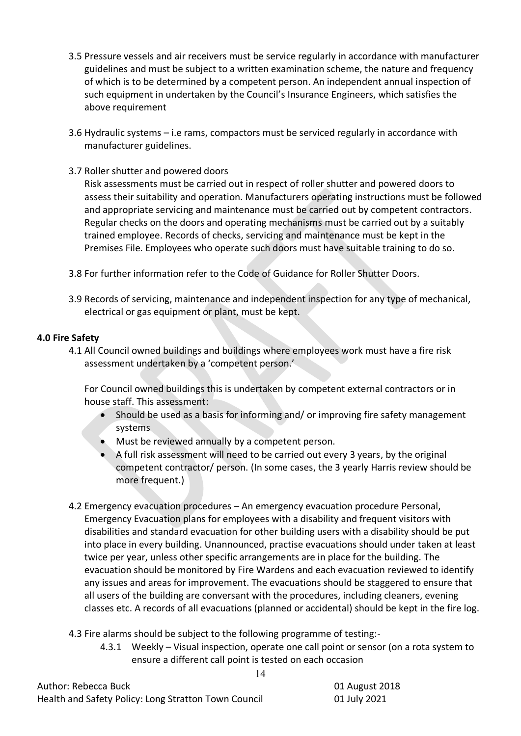3.5 Pressure vessels and air receivers must be service regularly in accordance with manufacturer guidelines and must be subject to a written examination scheme, the nature and frequency of which is to be determined by a competent person. An independent annual inspection of such equipment in undertaken by the Council's Insurance Engineers, which satisfies the above requirement

3.6 Hydraulic systems – i.e rams, compactors must be serviced regularly in accordance with manufacturer guidelines.

3.7 Roller shutter and powered doors
Risk assessments must be carried out in respect of roller shutter and powered doors to assess their suitability and operation. Manufacturers operating instructions must be followed and appropriate servicing and maintenance must be carried out by competent contractors. Regular checks on the doors and operating mechanisms must be carried out by a suitably trained employee. Records of checks, servicing and maintenance must be kept in the Premises File. Employees who operate such doors must have suitable training to do so.

3.8 For further information refer to the Code of Guidance for Roller Shutter Doors.

3.9 Records of servicing, maintenance and independent inspection for any type of mechanical, electrical or gas equipment or plant, must be kept.

**4.0 Fire Safety**

4.1 All Council owned buildings and buildings where employees work must have a fire risk assessment undertaken by a 'competent person.'

For Council owned buildings this is undertaken by competent external contractors or in house staff. This assessment:

- Should be used as a basis for informing and/ or improving fire safety management systems
- Must be reviewed annually by a competent person.
- A full risk assessment will need to be carried out every 3 years, by the original competent contractor/ person. (In some cases, the 3 yearly Harris review should be more frequent.)

4.2 Emergency evacuation procedures – An emergency evacuation procedure Personal, Emergency Evacuation plans for employees with a disability and frequent visitors with disabilities and standard evacuation for other building users with a disability should be put into place in every building. Unannounced, practise evacuations should under taken at least twice per year, unless other specific arrangements are in place for the building. The evacuation should be monitored by Fire Wardens and each evacuation reviewed to identify any issues and areas for improvement. The evacuations should be staggered to ensure that all users of the building are conversant with the procedures, including cleaners, evening classes etc. A records of all evacuations (planned or accidental) should be kept in the fire log.

4.3 Fire alarms should be subject to the following programme of testing:-

4.3.1 Weekly – Visual inspection, operate one call point or sensor (on a rota system to ensure a different call point is tested on each occasion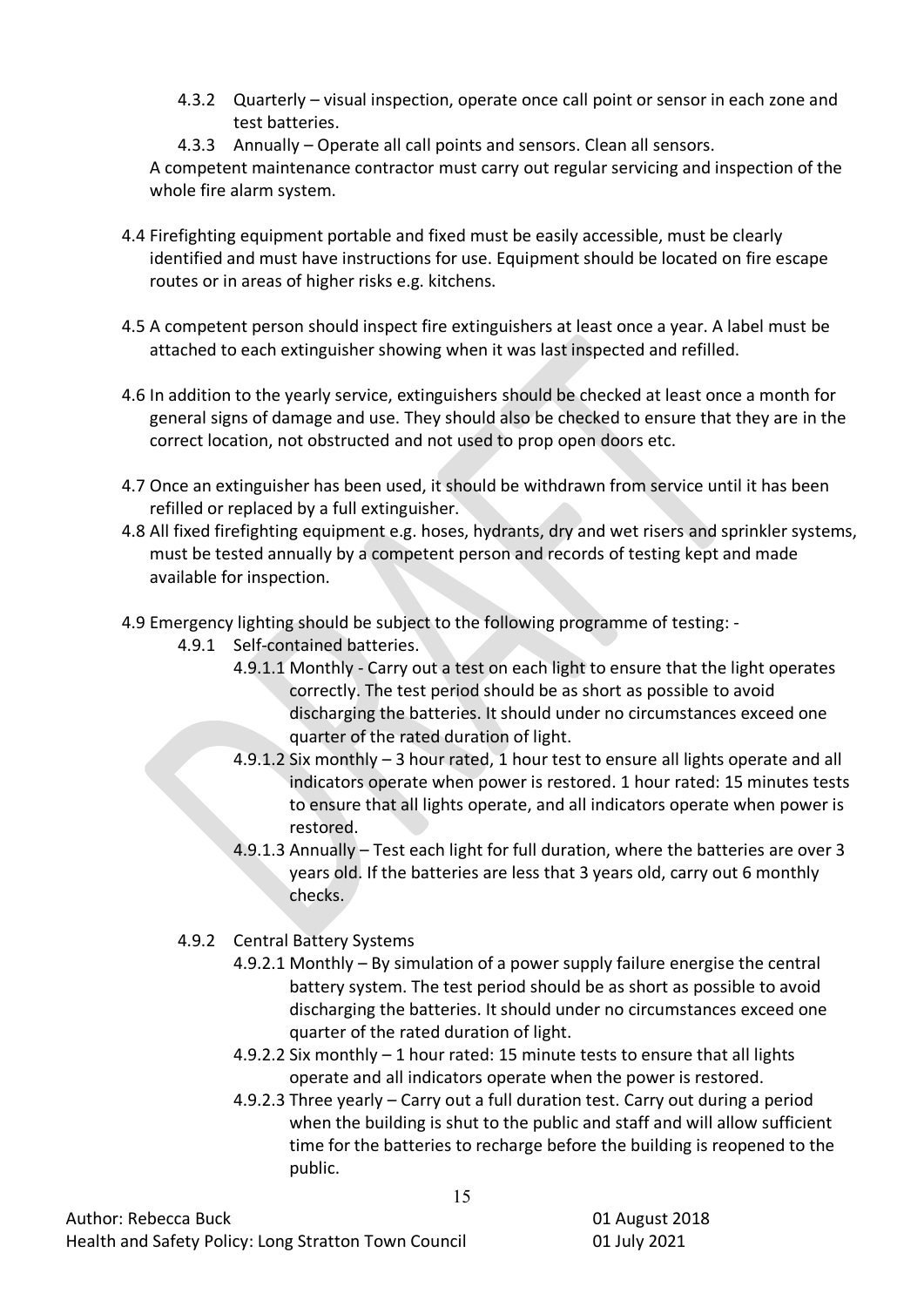4.3.2 Quarterly – visual inspection, operate once call point or sensor in each zone and test batteries.

4.3.3 Annually – Operate all call points and sensors. Clean all sensors.

A competent maintenance contractor must carry out regular servicing and inspection of the whole fire alarm system.

4.4 Firefighting equipment portable and fixed must be easily accessible, must be clearly identified and must have instructions for use. Equipment should be located on fire escape routes or in areas of higher risks e.g. kitchens.

4.5 A competent person should inspect fire extinguishers at least once a year. A label must be attached to each extinguisher showing when it was last inspected and refilled.

4.6 In addition to the yearly service, extinguishers should be checked at least once a month for general signs of damage and use. They should also be checked to ensure that they are in the correct location, not obstructed and not used to prop open doors etc.

4.7 Once an extinguisher has been used, it should be withdrawn from service until it has been refilled or replaced by a full extinguisher.

4.8 All fixed firefighting equipment e.g. hoses, hydrants, dry and wet risers and sprinkler systems, must be tested annually by a competent person and records of testing kept and made available for inspection.

4.9 Emergency lighting should be subject to the following programme of testing: -

4.9.1 Self-contained batteries.

4.9.1.1 Monthly - Carry out a test on each light to ensure that the light operates correctly. The test period should be as short as possible to avoid discharging the batteries. It should under no circumstances exceed one quarter of the rated duration of light.

4.9.1.2 Six monthly – 3 hour rated, 1 hour test to ensure all lights operate and all indicators operate when power is restored. 1 hour rated: 15 minutes tests to ensure that all lights operate, and all indicators operate when power is restored.

4.9.1.3 Annually – Test each light for full duration, where the batteries are over 3 years old. If the batteries are less that 3 years old, carry out 6 monthly checks.

4.9.2 Central Battery Systems

4.9.2.1 Monthly – By simulation of a power supply failure energise the central battery system. The test period should be as short as possible to avoid discharging the batteries. It should under no circumstances exceed one quarter of the rated duration of light.

4.9.2.2 Six monthly – 1 hour rated: 15 minute tests to ensure that all lights operate and all indicators operate when the power is restored.

4.9.2.3 Three yearly – Carry out a full duration test. Carry out during a period when the building is shut to the public and staff and will allow sufficient time for the batteries to recharge before the building is reopened to the public.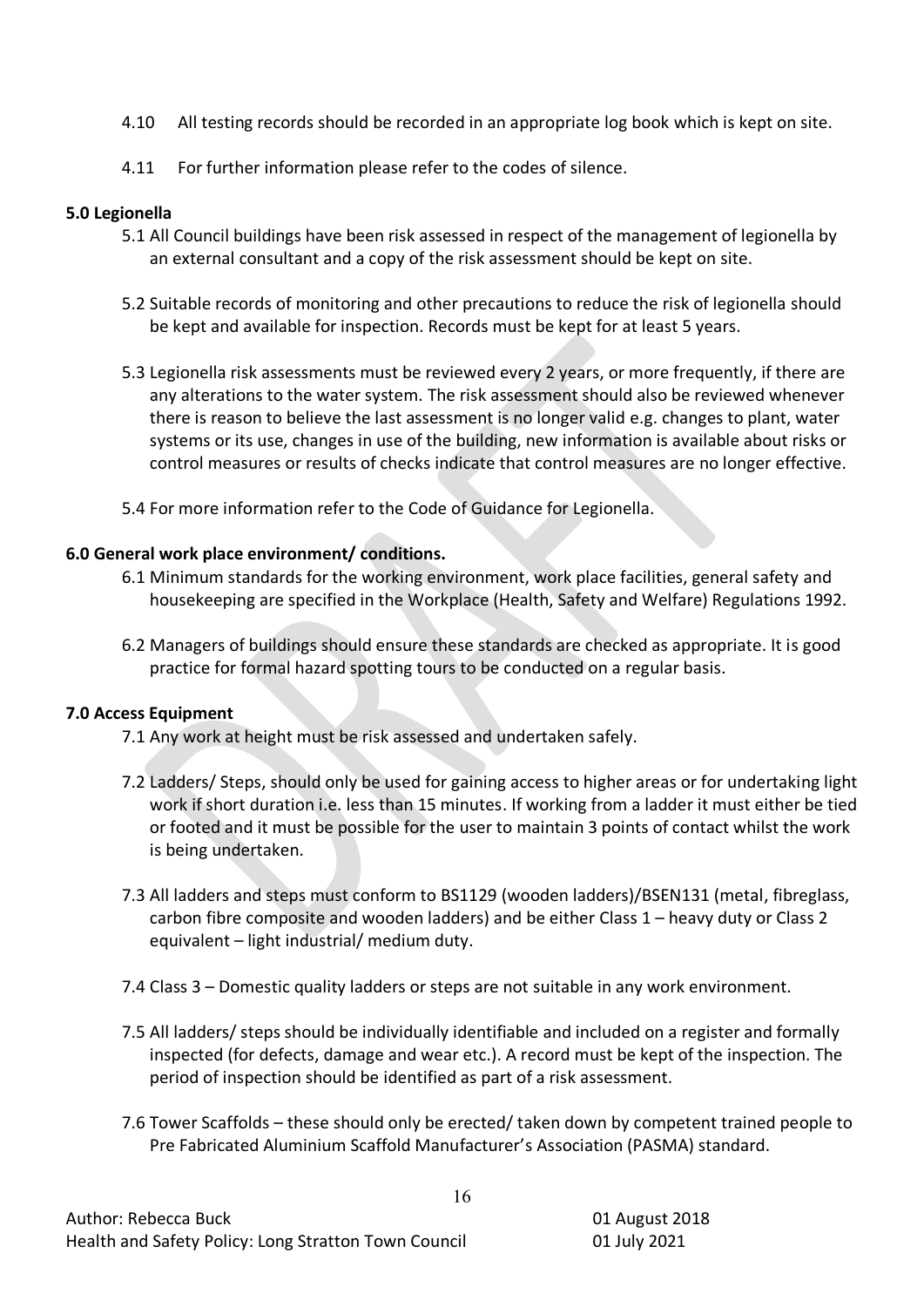4.10 All testing records should be recorded in an appropriate log book which is kept on site.

4.11 For further information please refer to the codes of silence.

**5.0 Legionella**

5.1 All Council buildings have been risk assessed in respect of the management of legionella by an external consultant and a copy of the risk assessment should be kept on site.

5.2 Suitable records of monitoring and other precautions to reduce the risk of legionella should be kept and available for inspection. Records must be kept for at least 5 years.

5.3 Legionella risk assessments must be reviewed every 2 years, or more frequently, if there are any alterations to the water system. The risk assessment should also be reviewed whenever there is reason to believe the last assessment is no longer valid e.g. changes to plant, water systems or its use, changes in use of the building, new information is available about risks or control measures or results of checks indicate that control measures are no longer effective.

5.4 For more information refer to the Code of Guidance for Legionella.

**6.0 General work place environment/ conditions.**

6.1 Minimum standards for the working environment, work place facilities, general safety and housekeeping are specified in the Workplace (Health, Safety and Welfare) Regulations 1992.

6.2 Managers of buildings should ensure these standards are checked as appropriate. It is good practice for formal hazard spotting tours to be conducted on a regular basis.

**7.0 Access Equipment**

7.1 Any work at height must be risk assessed and undertaken safely.

7.2 Ladders/ Steps, should only be used for gaining access to higher areas or for undertaking light work if short duration i.e. less than 15 minutes. If working from a ladder it must either be tied or footed and it must be possible for the user to maintain 3 points of contact whilst the work is being undertaken.

7.3 All ladders and steps must conform to BS1129 (wooden ladders)/BSEN131 (metal, fibreglass, carbon fibre composite and wooden ladders) and be either Class 1 – heavy duty or Class 2 equivalent – light industrial/ medium duty.

7.4 Class 3 – Domestic quality ladders or steps are not suitable in any work environment.

7.5 All ladders/ steps should be individually identifiable and included on a register and formally inspected (for defects, damage and wear etc.). A record must be kept of the inspection. The period of inspection should be identified as part of a risk assessment.

7.6 Tower Scaffolds – these should only be erected/ taken down by competent trained people to Pre Fabricated Aluminium Scaffold Manufacturer's Association (PASMA) standard.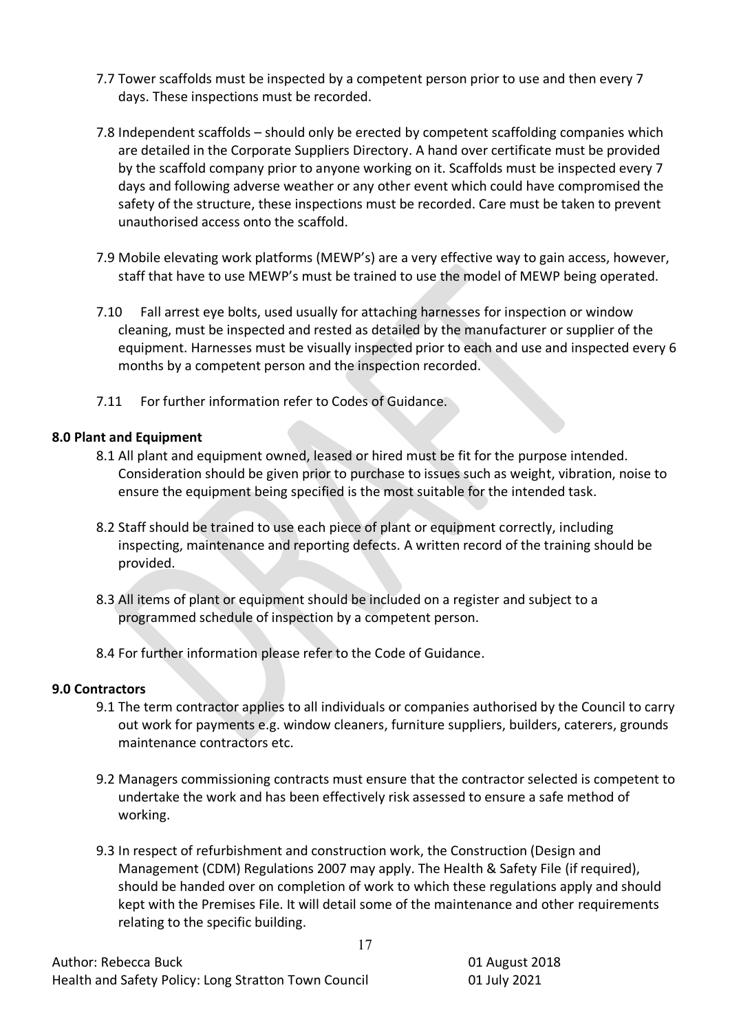7.7 Tower scaffolds must be inspected by a competent person prior to use and then every 7 days. These inspections must be recorded.

7.8 Independent scaffolds – should only be erected by competent scaffolding companies which are detailed in the Corporate Suppliers Directory. A hand over certificate must be provided by the scaffold company prior to anyone working on it. Scaffolds must be inspected every 7 days and following adverse weather or any other event which could have compromised the safety of the structure, these inspections must be recorded. Care must be taken to prevent unauthorised access onto the scaffold.

7.9 Mobile elevating work platforms (MEWP's) are a very effective way to gain access, however, staff that have to use MEWP's must be trained to use the model of MEWP being operated.

7.10 Fall arrest eye bolts, used usually for attaching harnesses for inspection or window cleaning, must be inspected and rested as detailed by the manufacturer or supplier of the equipment. Harnesses must be visually inspected prior to each and use and inspected every 6 months by a competent person and the inspection recorded.

7.11 For further information refer to Codes of Guidance.

**8.0 Plant and Equipment**

8.1 All plant and equipment owned, leased or hired must be fit for the purpose intended. Consideration should be given prior to purchase to issues such as weight, vibration, noise to ensure the equipment being specified is the most suitable for the intended task.

8.2 Staff should be trained to use each piece of plant or equipment correctly, including inspecting, maintenance and reporting defects. A written record of the training should be provided.

8.3 All items of plant or equipment should be included on a register and subject to a programmed schedule of inspection by a competent person.

8.4 For further information please refer to the Code of Guidance.

**9.0 Contractors**

9.1 The term contractor applies to all individuals or companies authorised by the Council to carry out work for payments e.g. window cleaners, furniture suppliers, builders, caterers, grounds maintenance contractors etc.

9.2 Managers commissioning contracts must ensure that the contractor selected is competent to undertake the work and has been effectively risk assessed to ensure a safe method of working.

9.3 In respect of refurbishment and construction work, the Construction (Design and Management (CDM) Regulations 2007 may apply. The Health & Safety File (if required), should be handed over on completion of work to which these regulations apply and should kept with the Premises File. It will detail some of the maintenance and other requirements relating to the specific building.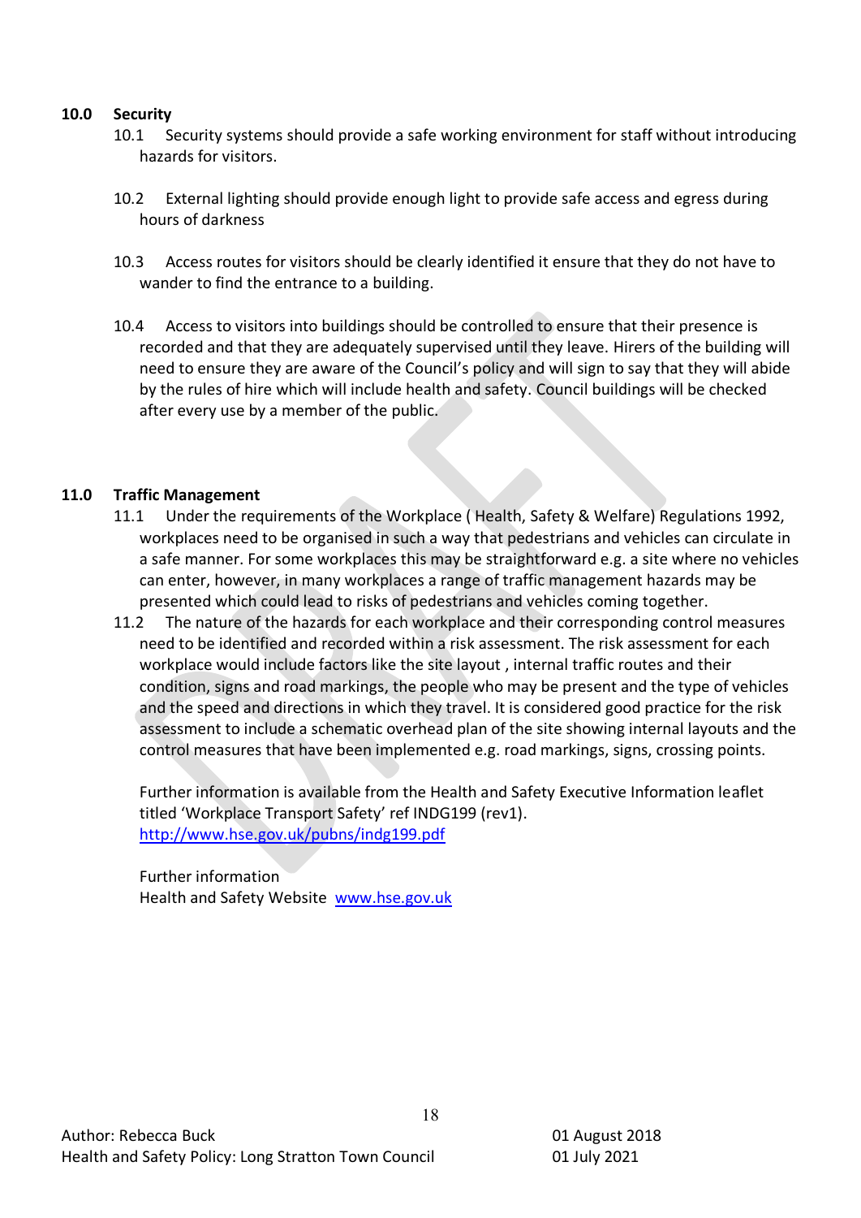## 10.0 Security

10.1 Security systems should provide a safe working environment for staff without introducing hazards for visitors.

10.2 External lighting should provide enough light to provide safe access and egress during hours of darkness

10.3 Access routes for visitors should be clearly identified it ensure that they do not have to wander to find the entrance to a building.

10.4 Access to visitors into buildings should be controlled to ensure that their presence is recorded and that they are adequately supervised until they leave. Hirers of the building will need to ensure they are aware of the Council's policy and will sign to say that they will abide by the rules of hire which will include health and safety. Council buildings will be checked after every use by a member of the public.

## 11.0 Traffic Management

11.1 Under the requirements of the Workplace ( Health, Safety & Welfare) Regulations 1992, workplaces need to be organised in such a way that pedestrians and vehicles can circulate in a safe manner. For some workplaces this may be straightforward e.g. a site where no vehicles can enter, however, in many workplaces a range of traffic management hazards may be presented which could lead to risks of pedestrians and vehicles coming together.

11.2 The nature of the hazards for each workplace and their corresponding control measures need to be identified and recorded within a risk assessment. The risk assessment for each workplace would include factors like the site layout , internal traffic routes and their condition, signs and road markings, the people who may be present and the type of vehicles and the speed and directions in which they travel. It is considered good practice for the risk assessment to include a schematic overhead plan of the site showing internal layouts and the control measures that have been implemented e.g. road markings, signs, crossing points.

Further information is available from the Health and Safety Executive Information leaflet titled 'Workplace Transport Safety' ref INDG199 (rev1).
http://www.hse.gov.uk/pubns/indg199.pdf

Further information
Health and Safety Website www.hse.gov.uk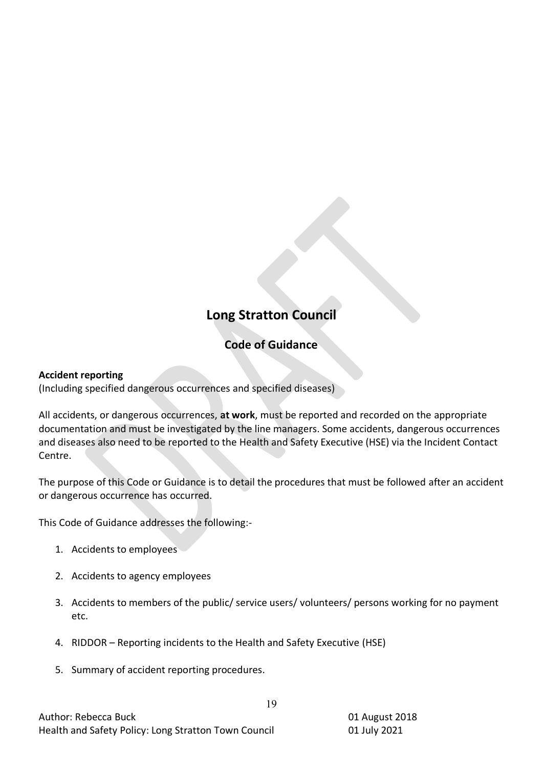# Long Stratton Council

## Code of Guidance

**Accident reporting**
(Including specified dangerous occurrences and specified diseases)

All accidents, or dangerous occurrences, **at work**, must be reported and recorded on the appropriate documentation and must be investigated by the line managers. Some accidents, dangerous occurrences and diseases also need to be reported to the Health and Safety Executive (HSE) via the Incident Contact Centre.

The purpose of this Code or Guidance is to detail the procedures that must be followed after an accident or dangerous occurrence has occurred.

This Code of Guidance addresses the following:-

1. Accidents to employees
2. Accidents to agency employees
3. Accidents to members of the public/ service users/ volunteers/ persons working for no payment etc.
4. RIDDOR – Reporting incidents to the Health and Safety Executive (HSE)
5. Summary of accident reporting procedures.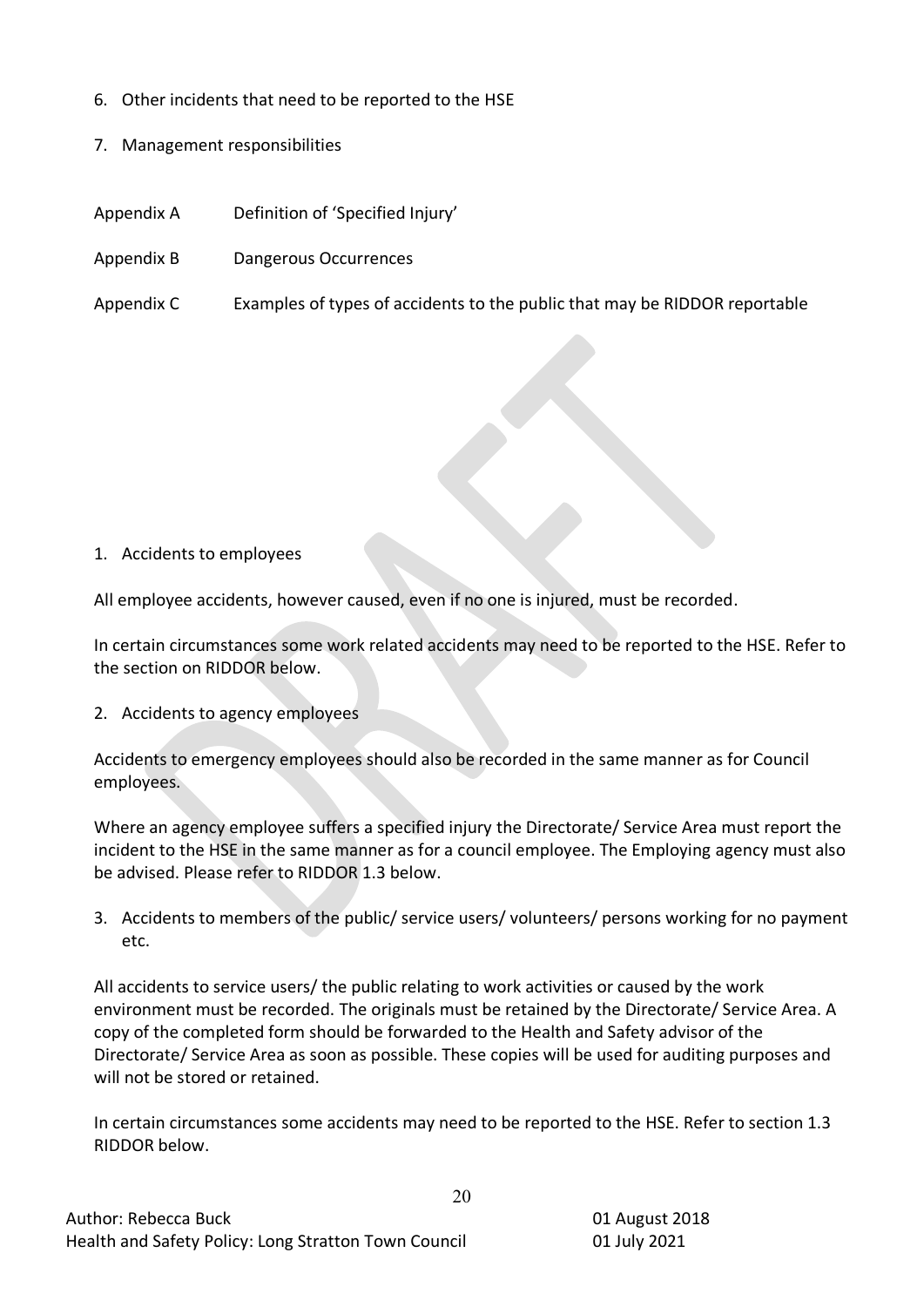6. Other incidents that need to be reported to the HSE
7. Management responsibilities

Appendix A Definition of 'Specified Injury'

Appendix B Dangerous Occurrences

Appendix C Examples of types of accidents to the public that may be RIDDOR reportable

1. Accidents to employees

All employee accidents, however caused, even if no one is injured, must be recorded.

In certain circumstances some work related accidents may need to be reported to the HSE. Refer to the section on RIDDOR below.

2. Accidents to agency employees

Accidents to emergency employees should also be recorded in the same manner as for Council employees.

Where an agency employee suffers a specified injury the Directorate/ Service Area must report the incident to the HSE in the same manner as for a council employee. The Employing agency must also be advised. Please refer to RIDDOR 1.3 below.

3. Accidents to members of the public/ service users/ volunteers/ persons working for no payment etc.

All accidents to service users/ the public relating to work activities or caused by the work environment must be recorded. The originals must be retained by the Directorate/ Service Area. A copy of the completed form should be forwarded to the Health and Safety advisor of the Directorate/ Service Area as soon as possible. These copies will be used for auditing purposes and will not be stored or retained.

In certain circumstances some accidents may need to be reported to the HSE. Refer to section 1.3 RIDDOR below.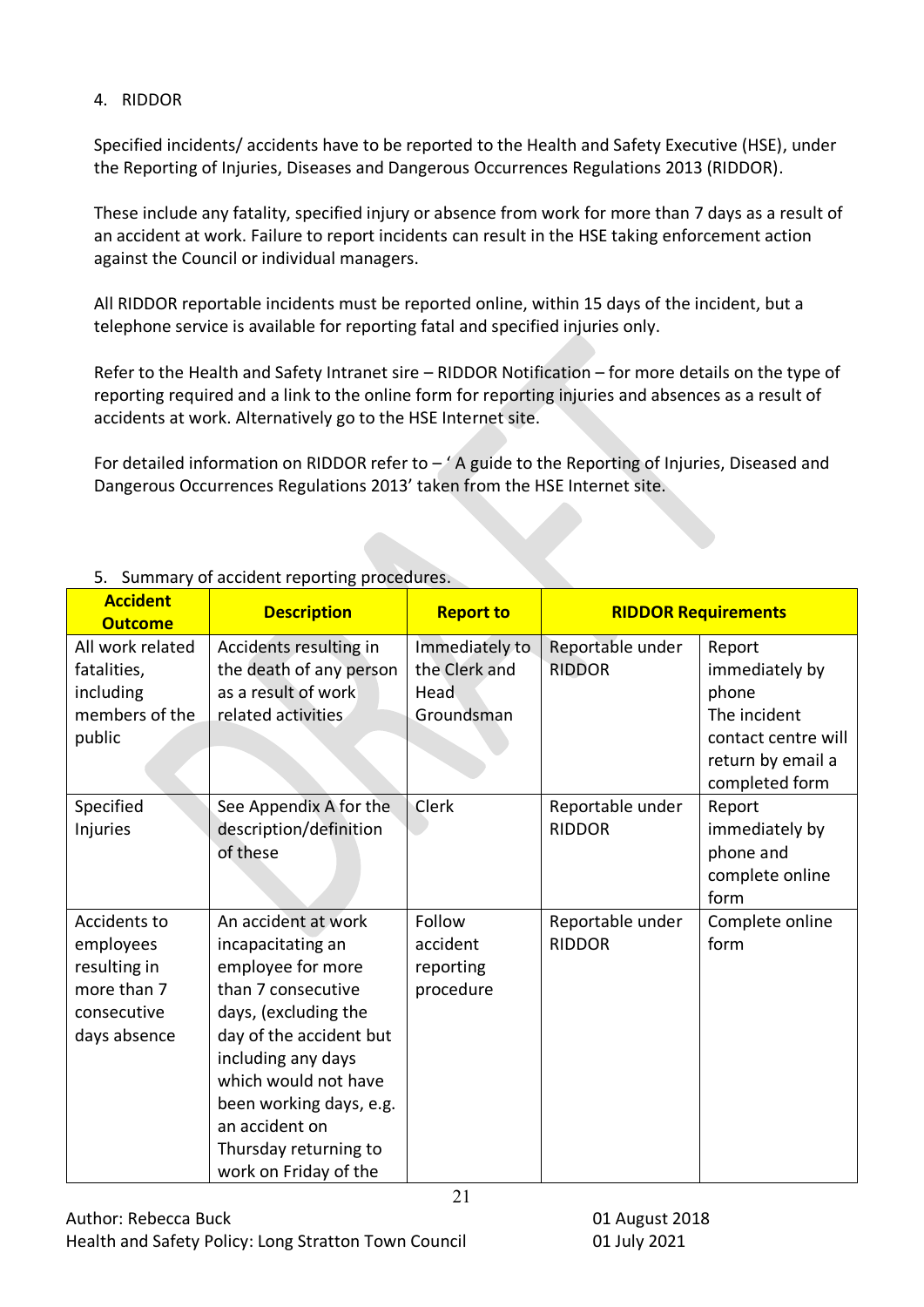4. RIDDOR

Specified incidents/ accidents have to be reported to the Health and Safety Executive (HSE), under the Reporting of Injuries, Diseases and Dangerous Occurrences Regulations 2013 (RIDDOR).

These include any fatality, specified injury or absence from work for more than 7 days as a result of an accident at work. Failure to report incidents can result in the HSE taking enforcement action against the Council or individual managers.

All RIDDOR reportable incidents must be reported online, within 15 days of the incident, but a telephone service is available for reporting fatal and specified injuries only.

Refer to the Health and Safety Intranet sire – RIDDOR Notification – for more details on the type of reporting required and a link to the online form for reporting injuries and absences as a result of accidents at work. Alternatively go to the HSE Internet site.

For detailed information on RIDDOR refer to – ' A guide to the Reporting of Injuries, Diseased and Dangerous Occurrences Regulations 2013' taken from the HSE Internet site.

5. Summary of accident reporting procedures.

| Accident Outcome | Description | Report to | RIDDOR Requirements | |
|---|---|---|---|---|
| All work related fatalities, including members of the public | Accidents resulting in the death of any person as a result of work related activities | Immediately to the Clerk and Head Groundsman | Reportable under RIDDOR | Report immediately by phone The incident contact centre will return by email a completed form |
| Specified Injuries | See Appendix A for the description/definition of these | Clerk | Reportable under RIDDOR | Report immediately by phone and complete online form |
| Accidents to employees resulting in more than 7 consecutive days absence | An accident at work incapacitating an employee for more than 7 consecutive days, (excluding the day of the accident but including any days which would not have been working days, e.g. an accident on Thursday returning to work on Friday of the | Follow accident reporting procedure | Reportable under RIDDOR | Complete online form |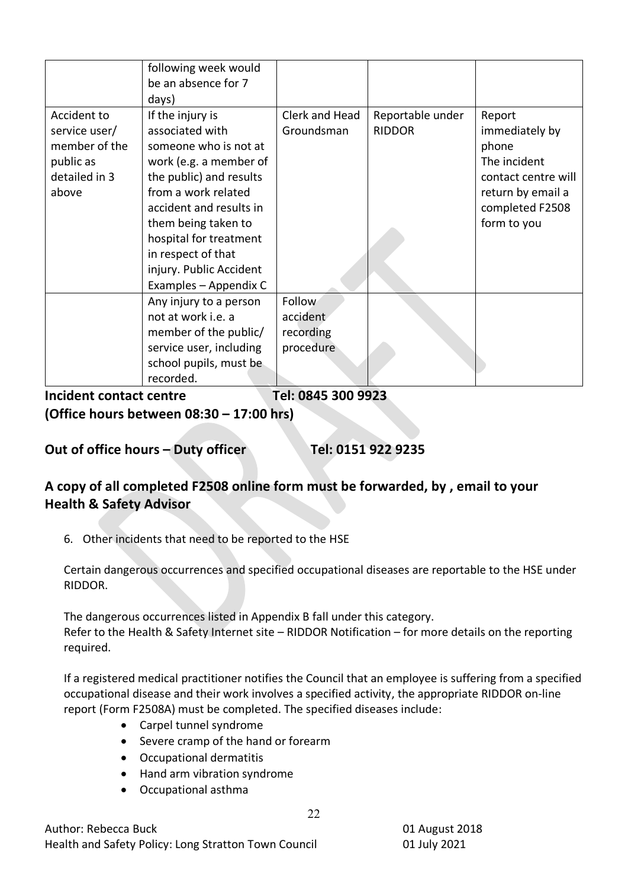| | following week would be an absence for 7 days) | | | |
|---|---|---|---|---|
| Accident to service user/ member of the public as detailed in 3 above | If the injury is associated with someone who is not at work (e.g. a member of the public) and results from a work related accident and results in them being taken to hospital for treatment in respect of that injury. Public Accident Examples – Appendix C | Clerk and Head Groundsman | Reportable under RIDDOR | Report immediately by phone The incident contact centre will return by email a completed F2508 form to you |
| | Any injury to a person not at work i.e. a member of the public/ service user, including school pupils, must be recorded. | Follow accident recording procedure | | |

**Incident contact centre Tel: 0845 300 9923**
**(Office hours between 08:30 – 17:00 hrs)**

**Out of office hours – Duty officer Tel: 0151 922 9235**

## A copy of all completed F2508 online form must be forwarded, by , email to your Health & Safety Advisor

6. Other incidents that need to be reported to the HSE

Certain dangerous occurrences and specified occupational diseases are reportable to the HSE under RIDDOR.

The dangerous occurrences listed in Appendix B fall under this category.
Refer to the Health & Safety Internet site – RIDDOR Notification – for more details on the reporting required.

If a registered medical practitioner notifies the Council that an employee is suffering from a specified occupational disease and their work involves a specified activity, the appropriate RIDDOR on-line report (Form F2508A) must be completed. The specified diseases include:

- Carpel tunnel syndrome
- Severe cramp of the hand or forearm
- Occupational dermatitis
- Hand arm vibration syndrome
- Occupational asthma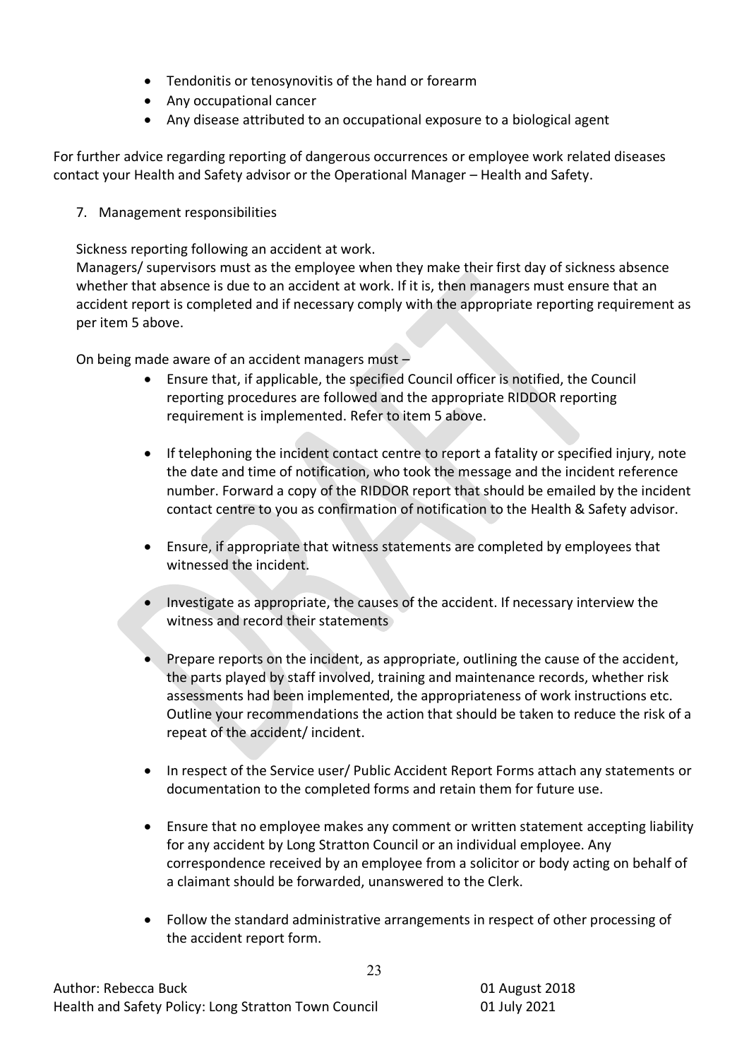- Tendonitis or tenosynovitis of the hand or forearm
- Any occupational cancer
- Any disease attributed to an occupational exposure to a biological agent

For further advice regarding reporting of dangerous occurrences or employee work related diseases contact your Health and Safety advisor or the Operational Manager – Health and Safety.

7. Management responsibilities

Sickness reporting following an accident at work.
Managers/ supervisors must as the employee when they make their first day of sickness absence whether that absence is due to an accident at work. If it is, then managers must ensure that an accident report is completed and if necessary comply with the appropriate reporting requirement as per item 5 above.

On being made aware of an accident managers must –

- Ensure that, if applicable, the specified Council officer is notified, the Council reporting procedures are followed and the appropriate RIDDOR reporting requirement is implemented. Refer to item 5 above.

- If telephoning the incident contact centre to report a fatality or specified injury, note the date and time of notification, who took the message and the incident reference number. Forward a copy of the RIDDOR report that should be emailed by the incident contact centre to you as confirmation of notification to the Health & Safety advisor.

- Ensure, if appropriate that witness statements are completed by employees that witnessed the incident.

- Investigate as appropriate, the causes of the accident. If necessary interview the witness and record their statements

- Prepare reports on the incident, as appropriate, outlining the cause of the accident, the parts played by staff involved, training and maintenance records, whether risk assessments had been implemented, the appropriateness of work instructions etc. Outline your recommendations the action that should be taken to reduce the risk of a repeat of the accident/ incident.

- In respect of the Service user/ Public Accident Report Forms attach any statements or documentation to the completed forms and retain them for future use.

- Ensure that no employee makes any comment or written statement accepting liability for any accident by Long Stratton Council or an individual employee. Any correspondence received by an employee from a solicitor or body acting on behalf of a claimant should be forwarded, unanswered to the Clerk.

- Follow the standard administrative arrangements in respect of other processing of the accident report form.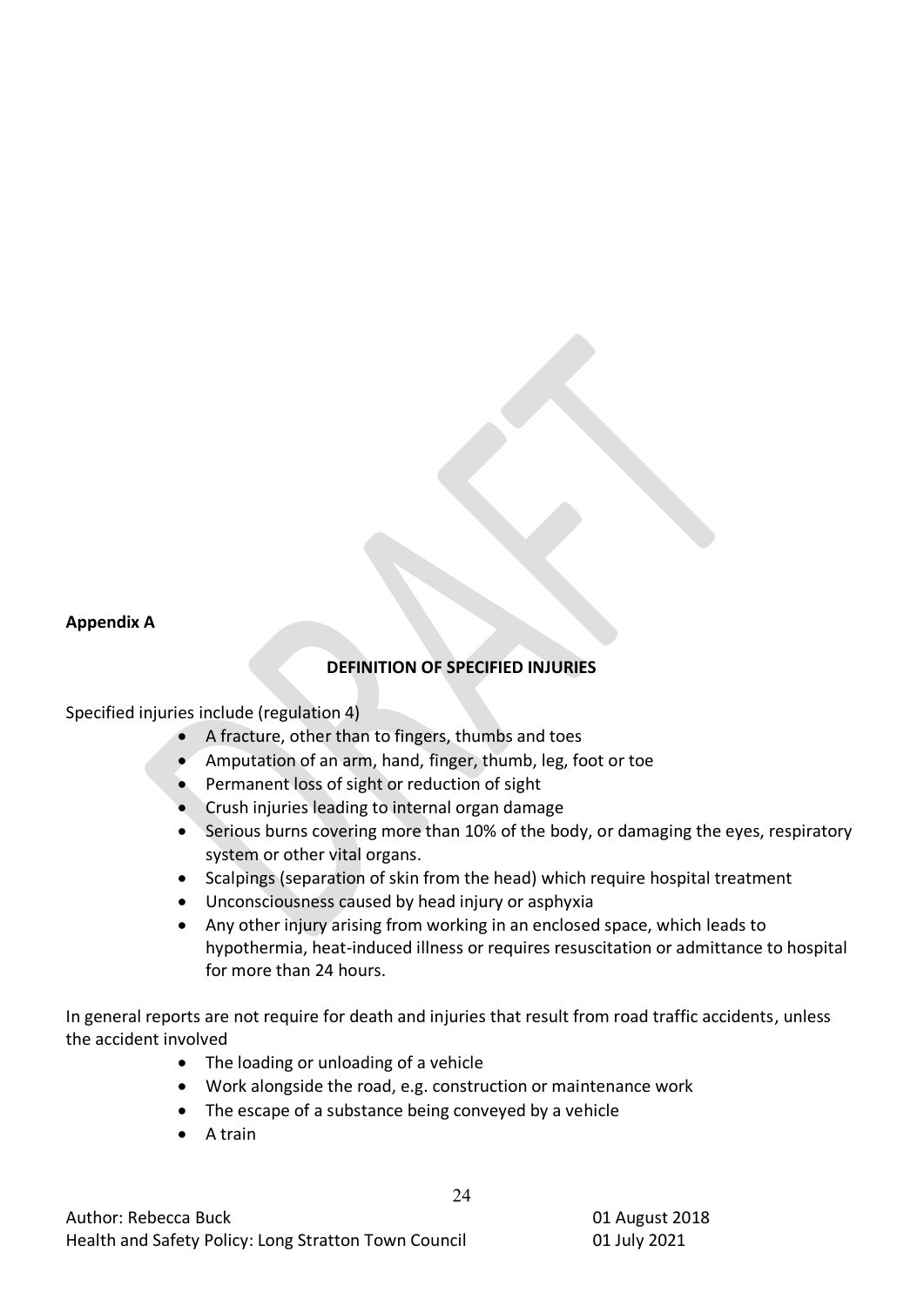**Appendix A**

**DEFINITION OF SPECIFIED INJURIES**

Specified injuries include (regulation 4)

- A fracture, other than to fingers, thumbs and toes
- Amputation of an arm, hand, finger, thumb, leg, foot or toe
- Permanent loss of sight or reduction of sight
- Crush injuries leading to internal organ damage
- Serious burns covering more than 10% of the body, or damaging the eyes, respiratory system or other vital organs.
- Scalpings (separation of skin from the head) which require hospital treatment
- Unconsciousness caused by head injury or asphyxia
- Any other injury arising from working in an enclosed space, which leads to hypothermia, heat-induced illness or requires resuscitation or admittance to hospital for more than 24 hours.

In general reports are not require for death and injuries that result from road traffic accidents, unless the accident involved

- The loading or unloading of a vehicle
- Work alongside the road, e.g. construction or maintenance work
- The escape of a substance being conveyed by a vehicle
- A train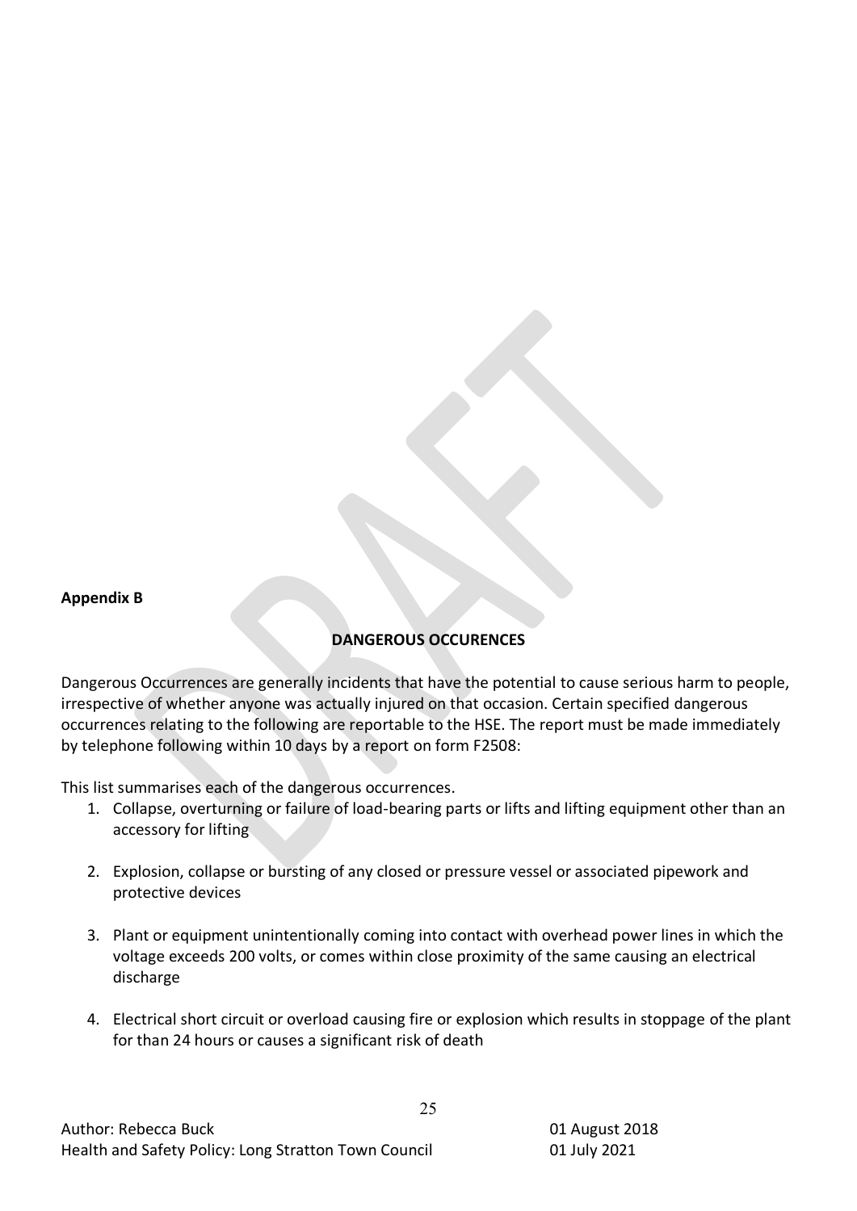**Appendix B**

**DANGEROUS OCCURENCES**

Dangerous Occurrences are generally incidents that have the potential to cause serious harm to people, irrespective of whether anyone was actually injured on that occasion. Certain specified dangerous occurrences relating to the following are reportable to the HSE. The report must be made immediately by telephone following within 10 days by a report on form F2508:

This list summarises each of the dangerous occurrences.

1. Collapse, overturning or failure of load-bearing parts or lifts and lifting equipment other than an accessory for lifting

2. Explosion, collapse or bursting of any closed or pressure vessel or associated pipework and protective devices

3. Plant or equipment unintentionally coming into contact with overhead power lines in which the voltage exceeds 200 volts, or comes within close proximity of the same causing an electrical discharge

4. Electrical short circuit or overload causing fire or explosion which results in stoppage of the plant for than 24 hours or causes a significant risk of death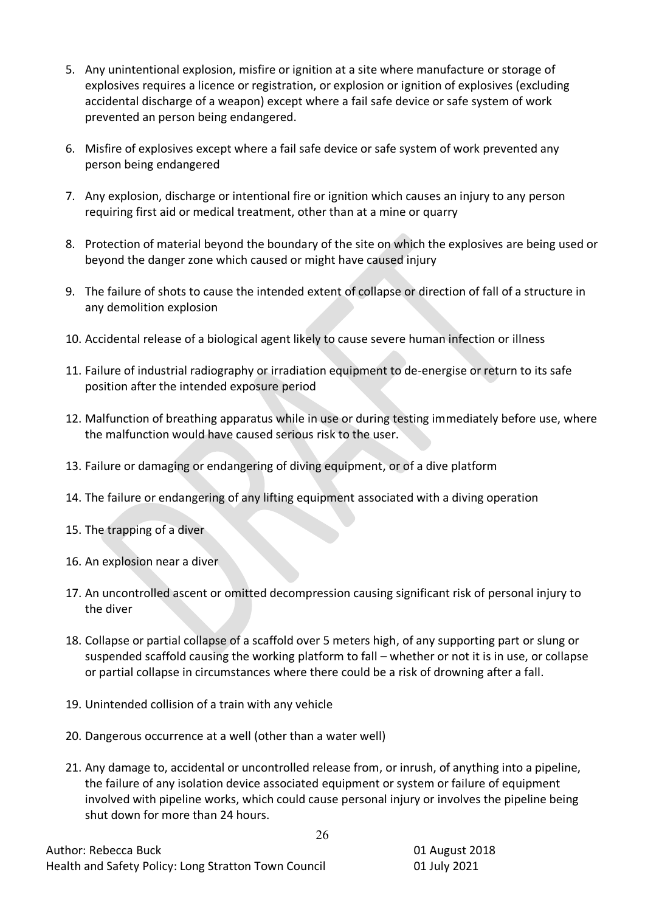5. Any unintentional explosion, misfire or ignition at a site where manufacture or storage of explosives requires a licence or registration, or explosion or ignition of explosives (excluding accidental discharge of a weapon) except where a fail safe device or safe system of work prevented an person being endangered.

6. Misfire of explosives except where a fail safe device or safe system of work prevented any person being endangered

7. Any explosion, discharge or intentional fire or ignition which causes an injury to any person requiring first aid or medical treatment, other than at a mine or quarry

8. Protection of material beyond the boundary of the site on which the explosives are being used or beyond the danger zone which caused or might have caused injury

9. The failure of shots to cause the intended extent of collapse or direction of fall of a structure in any demolition explosion

10. Accidental release of a biological agent likely to cause severe human infection or illness

11. Failure of industrial radiography or irradiation equipment to de-energise or return to its safe position after the intended exposure period

12. Malfunction of breathing apparatus while in use or during testing immediately before use, where the malfunction would have caused serious risk to the user.

13. Failure or damaging or endangering of diving equipment, or of a dive platform

14. The failure or endangering of any lifting equipment associated with a diving operation

15. The trapping of a diver

16. An explosion near a diver

17. An uncontrolled ascent or omitted decompression causing significant risk of personal injury to the diver

18. Collapse or partial collapse of a scaffold over 5 meters high, of any supporting part or slung or suspended scaffold causing the working platform to fall – whether or not it is in use, or collapse or partial collapse in circumstances where there could be a risk of drowning after a fall.

19. Unintended collision of a train with any vehicle

20. Dangerous occurrence at a well (other than a water well)

21. Any damage to, accidental or uncontrolled release from, or inrush, of anything into a pipeline, the failure of any isolation device associated equipment or system or failure of equipment involved with pipeline works, which could cause personal injury or involves the pipeline being shut down for more than 24 hours.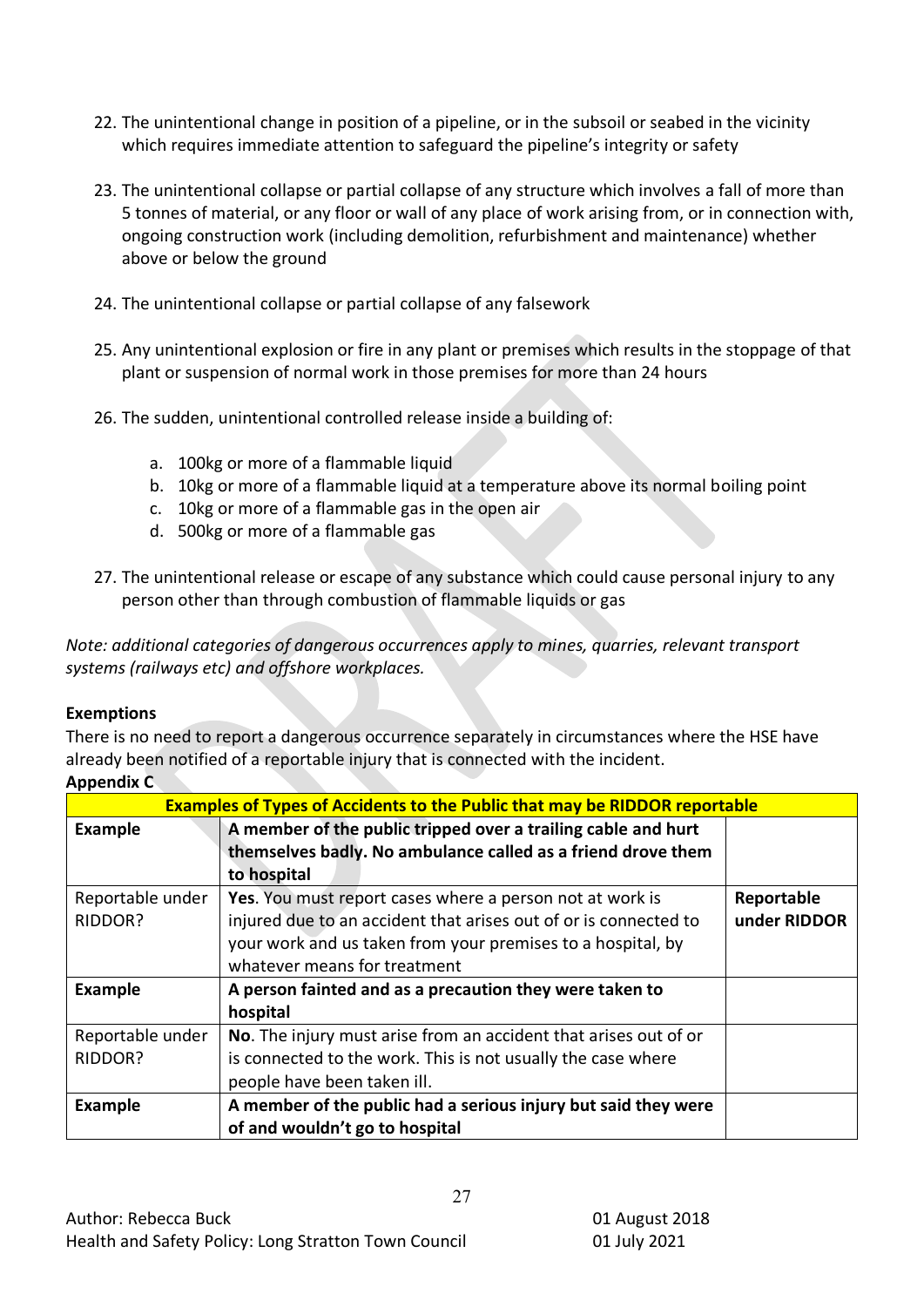22. The unintentional change in position of a pipeline, or in the subsoil or seabed in the vicinity which requires immediate attention to safeguard the pipeline's integrity or safety

23. The unintentional collapse or partial collapse of any structure which involves a fall of more than 5 tonnes of material, or any floor or wall of any place of work arising from, or in connection with, ongoing construction work (including demolition, refurbishment and maintenance) whether above or below the ground

24. The unintentional collapse or partial collapse of any falsework

25. Any unintentional explosion or fire in any plant or premises which results in the stoppage of that plant or suspension of normal work in those premises for more than 24 hours

26. The sudden, unintentional controlled release inside a building of:

    a. 100kg or more of a flammable liquid
    b. 10kg or more of a flammable liquid at a temperature above its normal boiling point
    c. 10kg or more of a flammable gas in the open air
    d. 500kg or more of a flammable gas

27. The unintentional release or escape of any substance which could cause personal injury to any person other than through combustion of flammable liquids or gas

*Note: additional categories of dangerous occurrences apply to mines, quarries, relevant transport systems (railways etc) and offshore workplaces.*

**Exemptions**

There is no need to report a dangerous occurrence separately in circumstances where the HSE have already been notified of a reportable injury that is connected with the incident.

**Appendix C**

| **Examples of Types of Accidents to the Public that may be RIDDOR reportable** | | |
|---|---|---|
| **Example** | **A member of the public tripped over a trailing cable and hurt themselves badly. No ambulance called as a friend drove them to hospital** | |
| Reportable under RIDDOR? | **Yes**. You must report cases where a person not at work is injured due to an accident that arises out of or is connected to your work and us taken from your premises to a hospital, by whatever means for treatment | **Reportable under RIDDOR** |
| **Example** | **A person fainted and as a precaution they were taken to hospital** | |
| Reportable under RIDDOR? | **No**. The injury must arise from an accident that arises out of or is connected to the work. This is not usually the case where people have been taken ill. | |
| **Example** | **A member of the public had a serious injury but said they were of and wouldn't go to hospital** | |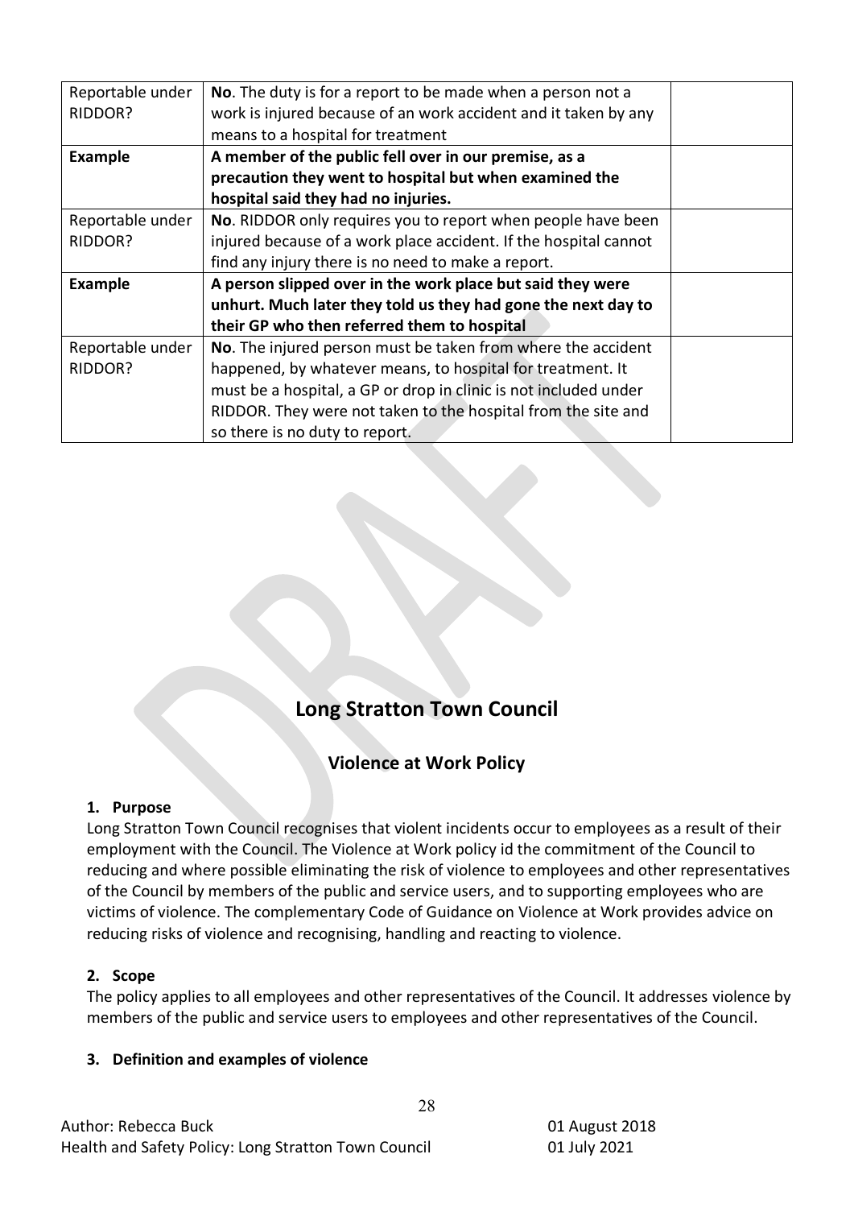| Reportable under RIDDOR? | **No**. The duty is for a report to be made when a person not a work is injured because of an work accident and it taken by any means to a hospital for treatment | |
|---|---|---|
| **Example** | **A member of the public fell over in our premise, as a precaution they went to hospital but when examined the hospital said they had no injuries.** | |
| Reportable under RIDDOR? | **No**. RIDDOR only requires you to report when people have been injured because of a work place accident. If the hospital cannot find any injury there is no need to make a report. | |
| **Example** | **A person slipped over in the work place but said they were unhurt. Much later they told us they had gone the next day to their GP who then referred them to hospital** | |
| Reportable under RIDDOR? | **No**. The injured person must be taken from where the accident happened, by whatever means, to hospital for treatment. It must be a hospital, a GP or drop in clinic is not included under RIDDOR. They were not taken to the hospital from the site and so there is no duty to report. | |

# Long Stratton Town Council

## Violence at Work Policy

### 1. Purpose

Long Stratton Town Council recognises that violent incidents occur to employees as a result of their employment with the Council. The Violence at Work policy id the commitment of the Council to reducing and where possible eliminating the risk of violence to employees and other representatives of the Council by members of the public and service users, and to supporting employees who are victims of violence. The complementary Code of Guidance on Violence at Work provides advice on reducing risks of violence and recognising, handling and reacting to violence.

### 2. Scope

The policy applies to all employees and other representatives of the Council. It addresses violence by members of the public and service users to employees and other representatives of the Council.

### 3. Definition and examples of violence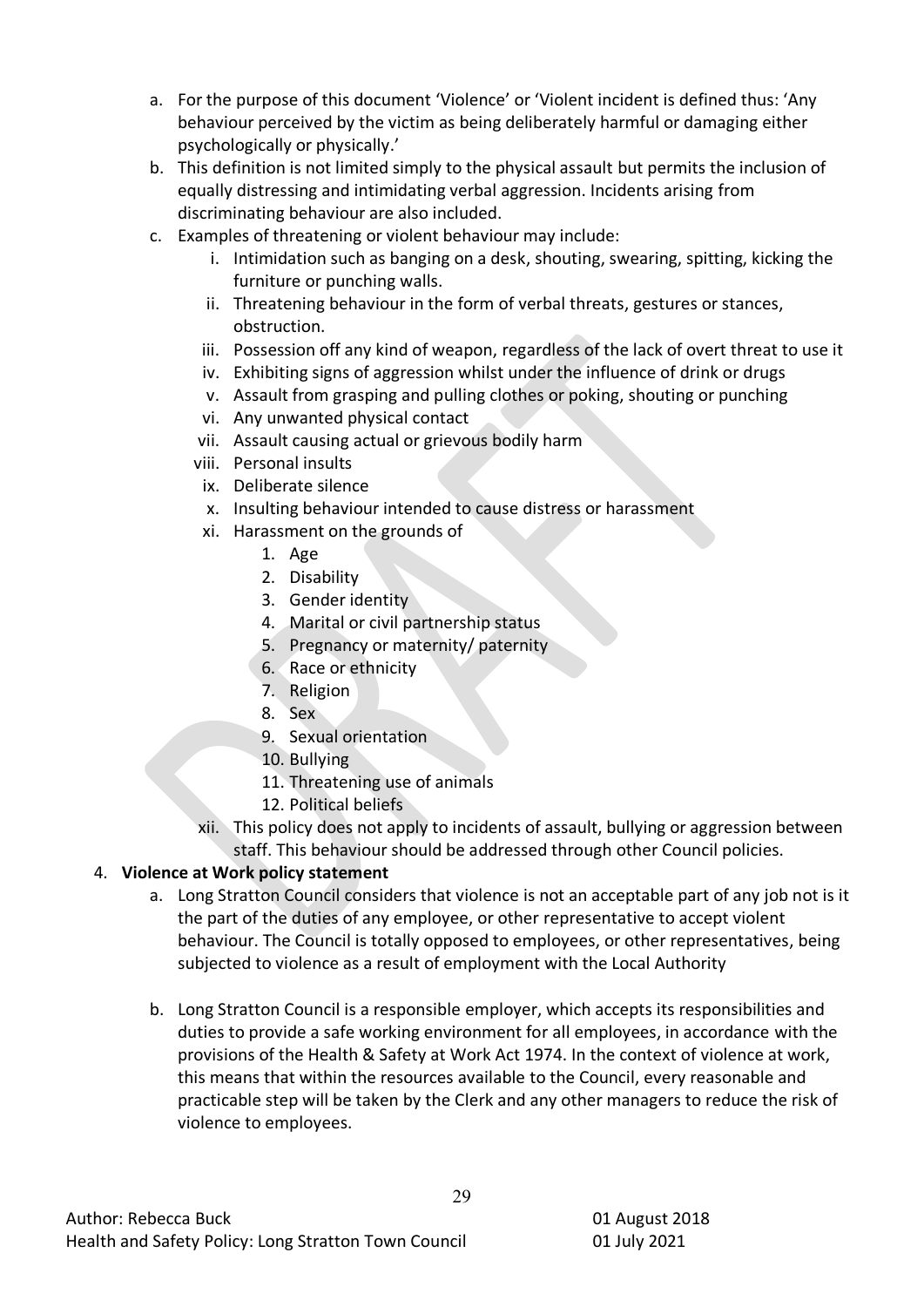a. For the purpose of this document 'Violence' or 'Violent incident is defined thus: 'Any behaviour perceived by the victim as being deliberately harmful or damaging either psychologically or physically.'

b. This definition is not limited simply to the physical assault but permits the inclusion of equally distressing and intimidating verbal aggression. Incidents arising from discriminating behaviour are also included.

c. Examples of threatening or violent behaviour may include:

   i. Intimidation such as banging on a desk, shouting, swearing, spitting, kicking the furniture or punching walls.

   ii. Threatening behaviour in the form of verbal threats, gestures or stances, obstruction.

   iii. Possession off any kind of weapon, regardless of the lack of overt threat to use it

   iv. Exhibiting signs of aggression whilst under the influence of drink or drugs

   v. Assault from grasping and pulling clothes or poking, shouting or punching

   vi. Any unwanted physical contact

   vii. Assault causing actual or grievous bodily harm

   viii. Personal insults

   ix. Deliberate silence

   x. Insulting behaviour intended to cause distress or harassment

   xi. Harassment on the grounds of

      1. Age
      2. Disability
      3. Gender identity
      4. Marital or civil partnership status
      5. Pregnancy or maternity/ paternity
      6. Race or ethnicity
      7. Religion
      8. Sex
      9. Sexual orientation
      10. Bullying
      11. Threatening use of animals
      12. Political beliefs

   xii. This policy does not apply to incidents of assault, bullying or aggression between staff. This behaviour should be addressed through other Council policies.

4. **Violence at Work policy statement**

   a. Long Stratton Council considers that violence is not an acceptable part of any job not is it the part of the duties of any employee, or other representative to accept violent behaviour. The Council is totally opposed to employees, or other representatives, being subjected to violence as a result of employment with the Local Authority

   b. Long Stratton Council is a responsible employer, which accepts its responsibilities and duties to provide a safe working environment for all employees, in accordance with the provisions of the Health & Safety at Work Act 1974. In the context of violence at work, this means that within the resources available to the Council, every reasonable and practicable step will be taken by the Clerk and any other managers to reduce the risk of violence to employees.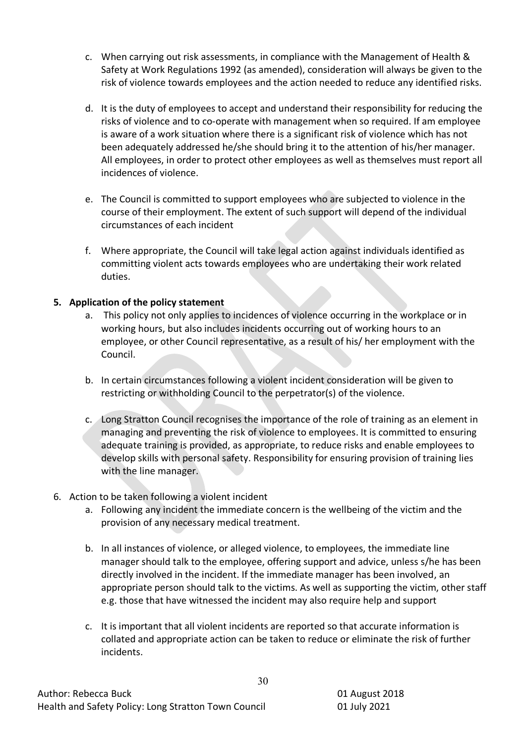c. When carrying out risk assessments, in compliance with the Management of Health & Safety at Work Regulations 1992 (as amended), consideration will always be given to the risk of violence towards employees and the action needed to reduce any identified risks.

d. It is the duty of employees to accept and understand their responsibility for reducing the risks of violence and to co-operate with management when so required. If am employee is aware of a work situation where there is a significant risk of violence which has not been adequately addressed he/she should bring it to the attention of his/her manager. All employees, in order to protect other employees as well as themselves must report all incidences of violence.

e. The Council is committed to support employees who are subjected to violence in the course of their employment. The extent of such support will depend of the individual circumstances of each incident

f. Where appropriate, the Council will take legal action against individuals identified as committing violent acts towards employees who are undertaking their work related duties.

**5. Application of the policy statement**

a. This policy not only applies to incidences of violence occurring in the workplace or in working hours, but also includes incidents occurring out of working hours to an employee, or other Council representative, as a result of his/ her employment with the Council.

b. In certain circumstances following a violent incident consideration will be given to restricting or withholding Council to the perpetrator(s) of the violence.

c. Long Stratton Council recognises the importance of the role of training as an element in managing and preventing the risk of violence to employees. It is committed to ensuring adequate training is provided, as appropriate, to reduce risks and enable employees to develop skills with personal safety. Responsibility for ensuring provision of training lies with the line manager.

6. Action to be taken following a violent incident

a. Following any incident the immediate concern is the wellbeing of the victim and the provision of any necessary medical treatment.

b. In all instances of violence, or alleged violence, to employees, the immediate line manager should talk to the employee, offering support and advice, unless s/he has been directly involved in the incident. If the immediate manager has been involved, an appropriate person should talk to the victims. As well as supporting the victim, other staff e.g. those that have witnessed the incident may also require help and support

c. It is important that all violent incidents are reported so that accurate information is collated and appropriate action can be taken to reduce or eliminate the risk of further incidents.

Author: Rebecca Buck 01 August 2018
Health and Safety Policy: Long Stratton Town Council 01 July 2021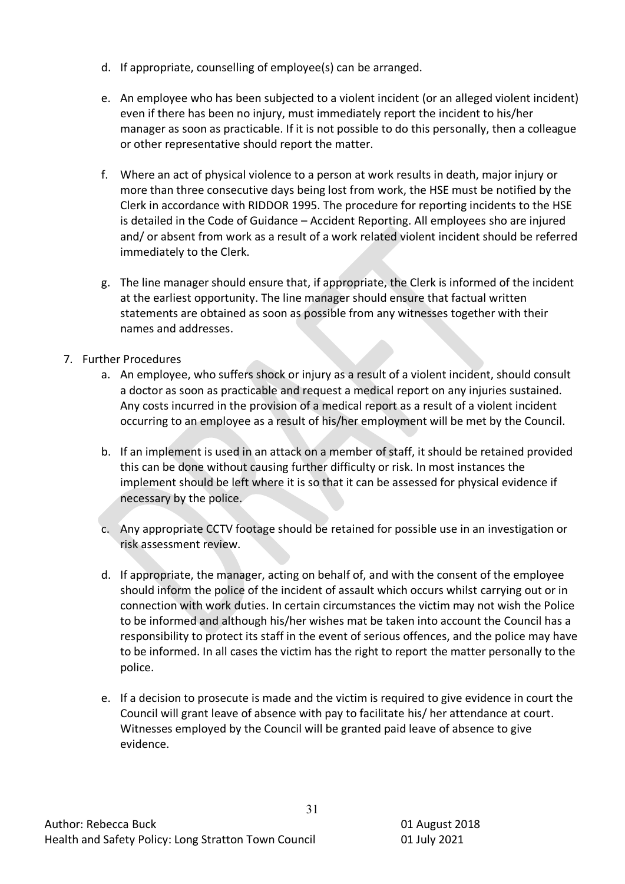d. If appropriate, counselling of employee(s) can be arranged.

e. An employee who has been subjected to a violent incident (or an alleged violent incident) even if there has been no injury, must immediately report the incident to his/her manager as soon as practicable. If it is not possible to do this personally, then a colleague or other representative should report the matter.

f. Where an act of physical violence to a person at work results in death, major injury or more than three consecutive days being lost from work, the HSE must be notified by the Clerk in accordance with RIDDOR 1995. The procedure for reporting incidents to the HSE is detailed in the Code of Guidance – Accident Reporting. All employees sho are injured and/ or absent from work as a result of a work related violent incident should be referred immediately to the Clerk.

g. The line manager should ensure that, if appropriate, the Clerk is informed of the incident at the earliest opportunity. The line manager should ensure that factual written statements are obtained as soon as possible from any witnesses together with their names and addresses.

7. Further Procedures
   a. An employee, who suffers shock or injury as a result of a violent incident, should consult a doctor as soon as practicable and request a medical report on any injuries sustained. Any costs incurred in the provision of a medical report as a result of a violent incident occurring to an employee as a result of his/her employment will be met by the Council.

   b. If an implement is used in an attack on a member of staff, it should be retained provided this can be done without causing further difficulty or risk. In most instances the implement should be left where it is so that it can be assessed for physical evidence if necessary by the police.

   c. Any appropriate CCTV footage should be retained for possible use in an investigation or risk assessment review.

   d. If appropriate, the manager, acting on behalf of, and with the consent of the employee should inform the police of the incident of assault which occurs whilst carrying out or in connection with work duties. In certain circumstances the victim may not wish the Police to be informed and although his/her wishes mat be taken into account the Council has a responsibility to protect its staff in the event of serious offences, and the police may have to be informed. In all cases the victim has the right to report the matter personally to the police.

   e. If a decision to prosecute is made and the victim is required to give evidence in court the Council will grant leave of absence with pay to facilitate his/ her attendance at court. Witnesses employed by the Council will be granted paid leave of absence to give evidence.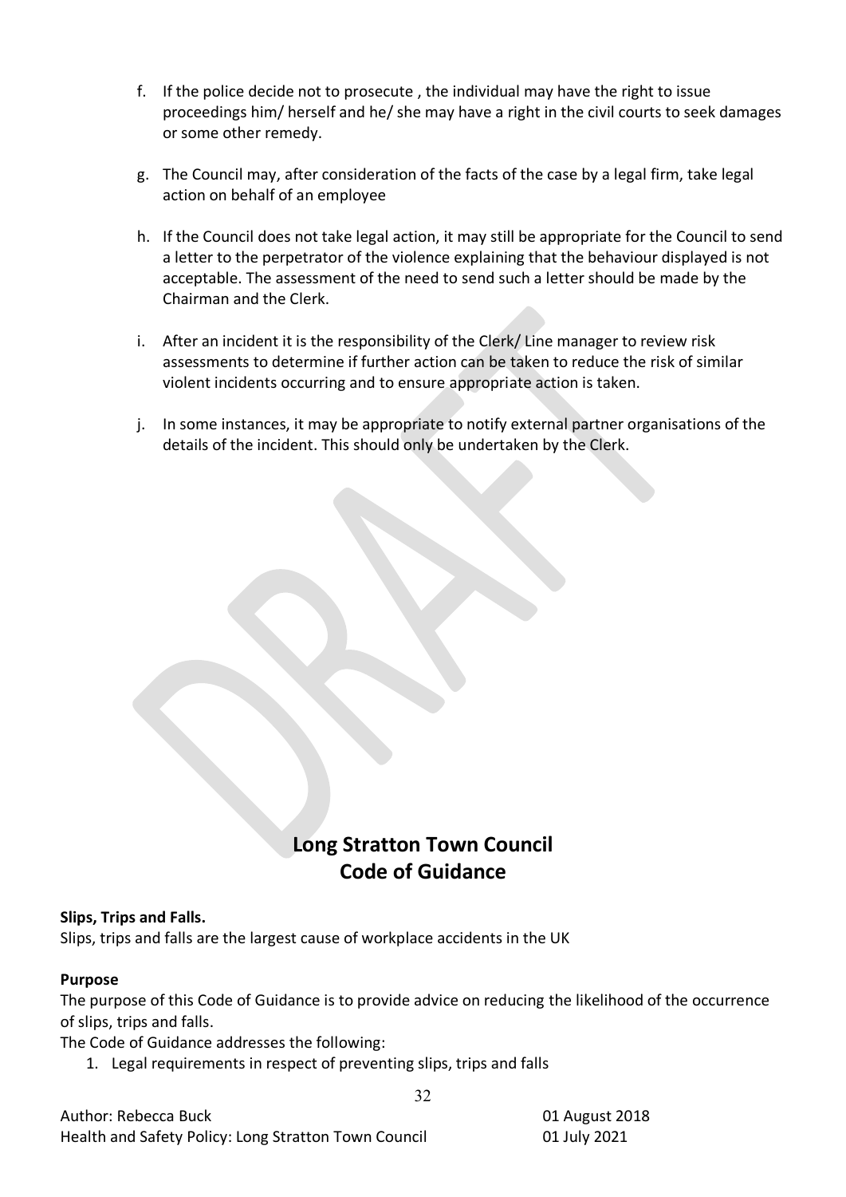f. If the police decide not to prosecute , the individual may have the right to issue proceedings him/ herself and he/ she may have a right in the civil courts to seek damages or some other remedy.

g. The Council may, after consideration of the facts of the case by a legal firm, take legal action on behalf of an employee

h. If the Council does not take legal action, it may still be appropriate for the Council to send a letter to the perpetrator of the violence explaining that the behaviour displayed is not acceptable. The assessment of the need to send such a letter should be made by the Chairman and the Clerk.

i. After an incident it is the responsibility of the Clerk/ Line manager to review risk assessments to determine if further action can be taken to reduce the risk of similar violent incidents occurring and to ensure appropriate action is taken.

j. In some instances, it may be appropriate to notify external partner organisations of the details of the incident. This should only be undertaken by the Clerk.

# Long Stratton Town Council
# Code of Guidance

**Slips, Trips and Falls.**
Slips, trips and falls are the largest cause of workplace accidents in the UK

**Purpose**
The purpose of this Code of Guidance is to provide advice on reducing the likelihood of the occurrence of slips, trips and falls.
The Code of Guidance addresses the following:

1. Legal requirements in respect of preventing slips, trips and falls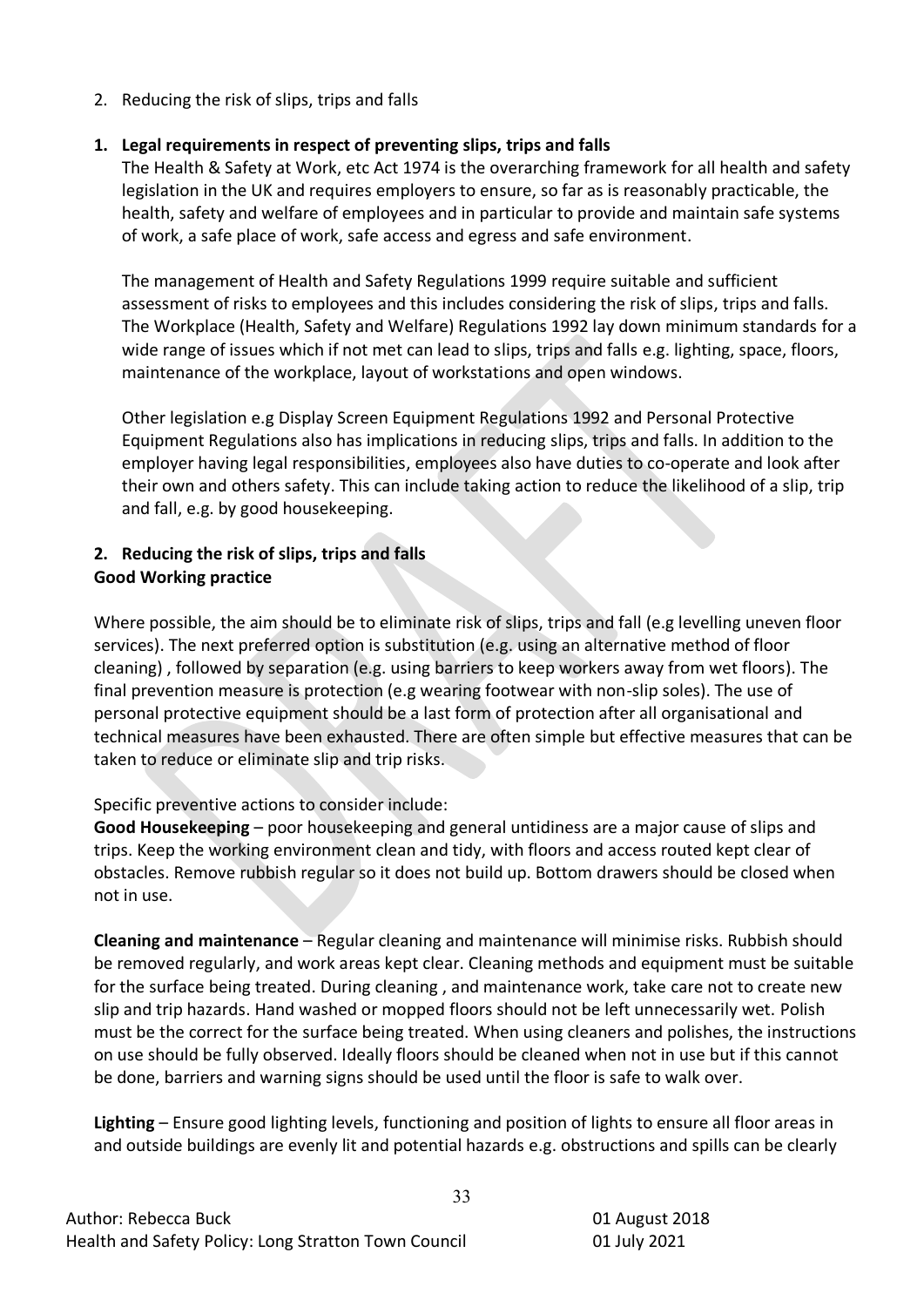2. Reducing the risk of slips, trips and falls

**1. Legal requirements in respect of preventing slips, trips and falls**

The Health & Safety at Work, etc Act 1974 is the overarching framework for all health and safety legislation in the UK and requires employers to ensure, so far as is reasonably practicable, the health, safety and welfare of employees and in particular to provide and maintain safe systems of work, a safe place of work, safe access and egress and safe environment.

The management of Health and Safety Regulations 1999 require suitable and sufficient assessment of risks to employees and this includes considering the risk of slips, trips and falls. The Workplace (Health, Safety and Welfare) Regulations 1992 lay down minimum standards for a wide range of issues which if not met can lead to slips, trips and falls e.g. lighting, space, floors, maintenance of the workplace, layout of workstations and open windows.

Other legislation e.g Display Screen Equipment Regulations 1992 and Personal Protective Equipment Regulations also has implications in reducing slips, trips and falls. In addition to the employer having legal responsibilities, employees also have duties to co-operate and look after their own and others safety. This can include taking action to reduce the likelihood of a slip, trip and fall, e.g. by good housekeeping.

**2. Reducing the risk of slips, trips and falls**
**Good Working practice**

Where possible, the aim should be to eliminate risk of slips, trips and fall (e.g levelling uneven floor services). The next preferred option is substitution (e.g. using an alternative method of floor cleaning) , followed by separation (e.g. using barriers to keep workers away from wet floors). The final prevention measure is protection (e.g wearing footwear with non-slip soles). The use of personal protective equipment should be a last form of protection after all organisational and technical measures have been exhausted. There are often simple but effective measures that can be taken to reduce or eliminate slip and trip risks.

Specific preventive actions to consider include:

**Good Housekeeping** – poor housekeeping and general untidiness are a major cause of slips and trips. Keep the working environment clean and tidy, with floors and access routed kept clear of obstacles. Remove rubbish regular so it does not build up. Bottom drawers should be closed when not in use.

**Cleaning and maintenance** – Regular cleaning and maintenance will minimise risks. Rubbish should be removed regularly, and work areas kept clear. Cleaning methods and equipment must be suitable for the surface being treated. During cleaning , and maintenance work, take care not to create new slip and trip hazards. Hand washed or mopped floors should not be left unnecessarily wet. Polish must be the correct for the surface being treated. When using cleaners and polishes, the instructions on use should be fully observed. Ideally floors should be cleaned when not in use but if this cannot be done, barriers and warning signs should be used until the floor is safe to walk over.

**Lighting** – Ensure good lighting levels, functioning and position of lights to ensure all floor areas in and outside buildings are evenly lit and potential hazards e.g. obstructions and spills can be clearly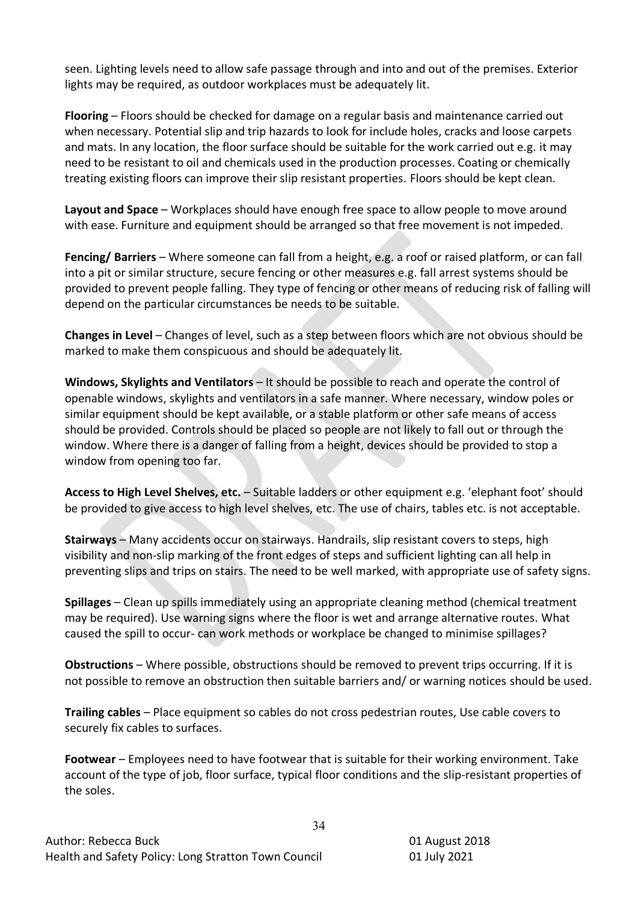seen. Lighting levels need to allow safe passage through and into and out of the premises. Exterior lights may be required, as outdoor workplaces must be adequately lit.

**Flooring** – Floors should be checked for damage on a regular basis and maintenance carried out when necessary. Potential slip and trip hazards to look for include holes, cracks and loose carpets and mats. In any location, the floor surface should be suitable for the work carried out e.g. it may need to be resistant to oil and chemicals used in the production processes. Coating or chemically treating existing floors can improve their slip resistant properties. Floors should be kept clean.

**Layout and Space** – Workplaces should have enough free space to allow people to move around with ease. Furniture and equipment should be arranged so that free movement is not impeded.

**Fencing/ Barriers** – Where someone can fall from a height, e.g. a roof or raised platform, or can fall into a pit or similar structure, secure fencing or other measures e.g. fall arrest systems should be provided to prevent people falling. They type of fencing or other means of reducing risk of falling will depend on the particular circumstances be needs to be suitable.

**Changes in Level** – Changes of level, such as a step between floors which are not obvious should be marked to make them conspicuous and should be adequately lit.

**Windows, Skylights and Ventilators** – It should be possible to reach and operate the control of openable windows, skylights and ventilators in a safe manner. Where necessary, window poles or similar equipment should be kept available, or a stable platform or other safe means of access should be provided. Controls should be placed so people are not likely to fall out or through the window. Where there is a danger of falling from a height, devices should be provided to stop a window from opening too far.

**Access to High Level Shelves, etc.** – Suitable ladders or other equipment e.g. 'elephant foot' should be provided to give access to high level shelves, etc. The use of chairs, tables etc. is not acceptable.

**Stairways** – Many accidents occur on stairways. Handrails, slip resistant covers to steps, high visibility and non-slip marking of the front edges of steps and sufficient lighting can all help in preventing slips and trips on stairs. The need to be well marked, with appropriate use of safety signs.

**Spillages** – Clean up spills immediately using an appropriate cleaning method (chemical treatment may be required). Use warning signs where the floor is wet and arrange alternative routes. What caused the spill to occur- can work methods or workplace be changed to minimise spillages?

**Obstructions** – Where possible, obstructions should be removed to prevent trips occurring. If it is not possible to remove an obstruction then suitable barriers and/ or warning notices should be used.

**Trailing cables** – Place equipment so cables do not cross pedestrian routes, Use cable covers to securely fix cables to surfaces.

**Footwear** – Employees need to have footwear that is suitable for their working environment. Take account of the type of job, floor surface, typical floor conditions and the slip-resistant properties of the soles.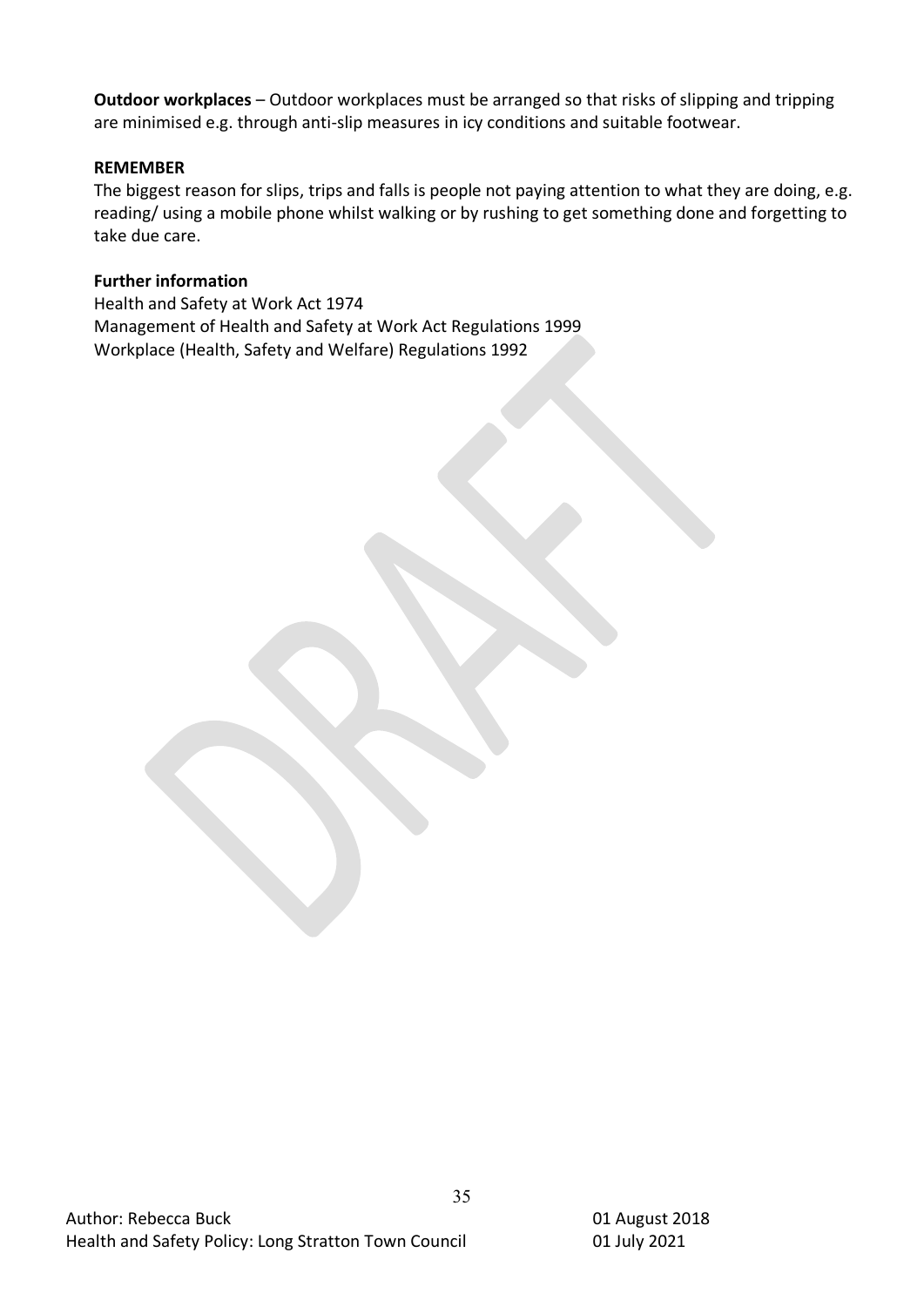**Outdoor workplaces** – Outdoor workplaces must be arranged so that risks of slipping and tripping are minimised e.g. through anti-slip measures in icy conditions and suitable footwear.

**REMEMBER**

The biggest reason for slips, trips and falls is people not paying attention to what they are doing, e.g. reading/ using a mobile phone whilst walking or by rushing to get something done and forgetting to take due care.

**Further information**

Health and Safety at Work Act 1974
Management of Health and Safety at Work Act Regulations 1999
Workplace (Health, Safety and Welfare) Regulations 1992